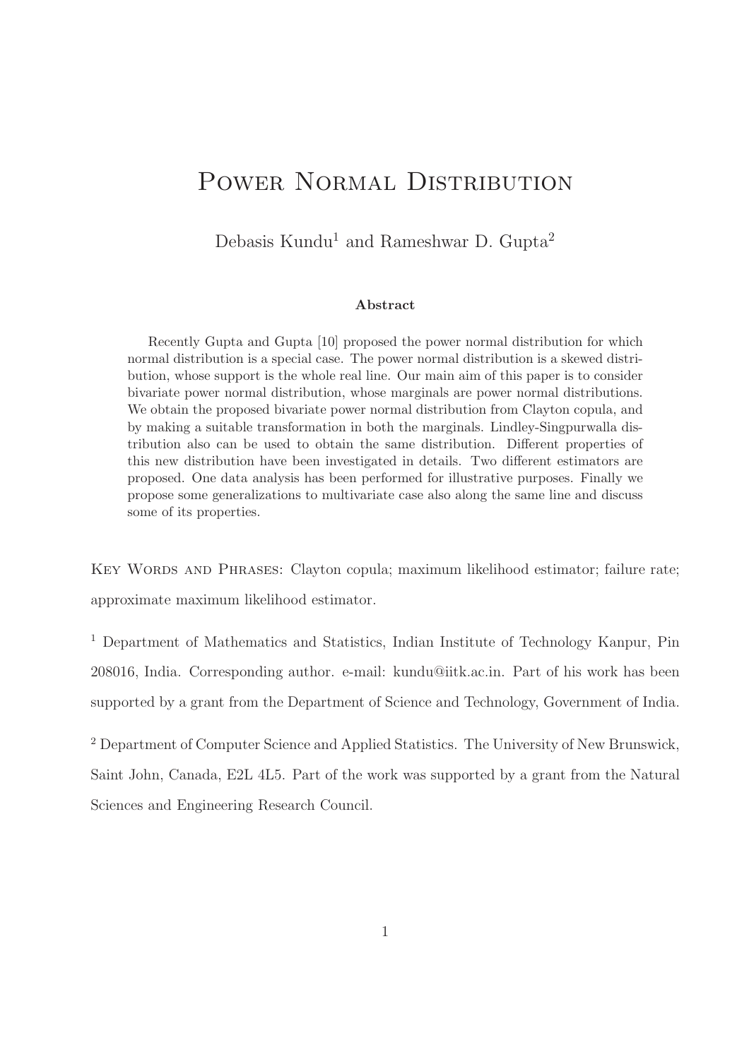# Power Normal Distribution

Debasis Kundu[1] and Rameshwar D. Gupta[2]

**Abstract**

Recently Gupta and Gupta [10] proposed the power normal distribution for which normal distribution is a special case. The power normal distribution is a skewed distribution, whose support is the whole real line. Our main aim of this paper is to consider bivariate power normal distribution, whose marginals are power normal distributions. We obtain the proposed bivariate power normal distribution from Clayton copula, and by making a suitable transformation in both the marginals. Lindley-Singpurwalla distribution also can be used to obtain the same distribution. Different properties of this new distribution have been investigated in details. Two different estimators are proposed. One data analysis has been performed for illustrative purposes. Finally we propose some generalizations to multivariate case also along the same line and discuss some of its properties.

Key Words and Phrases: Clayton copula; maximum likelihood estimator; failure rate; approximate maximum likelihood estimator.

[1] Department of Mathematics and Statistics, Indian Institute of Technology Kanpur, Pin 208016, India. Corresponding author. e-mail: kundu@iitk.ac.in. Part of his work has been supported by a grant from the Department of Science and Technology, Government of India.

[2] Department of Computer Science and Applied Statistics. The University of New Brunswick, Saint John, Canada, E2L 4L5. Part of the work was supported by a grant from the Natural Sciences and Engineering Research Council.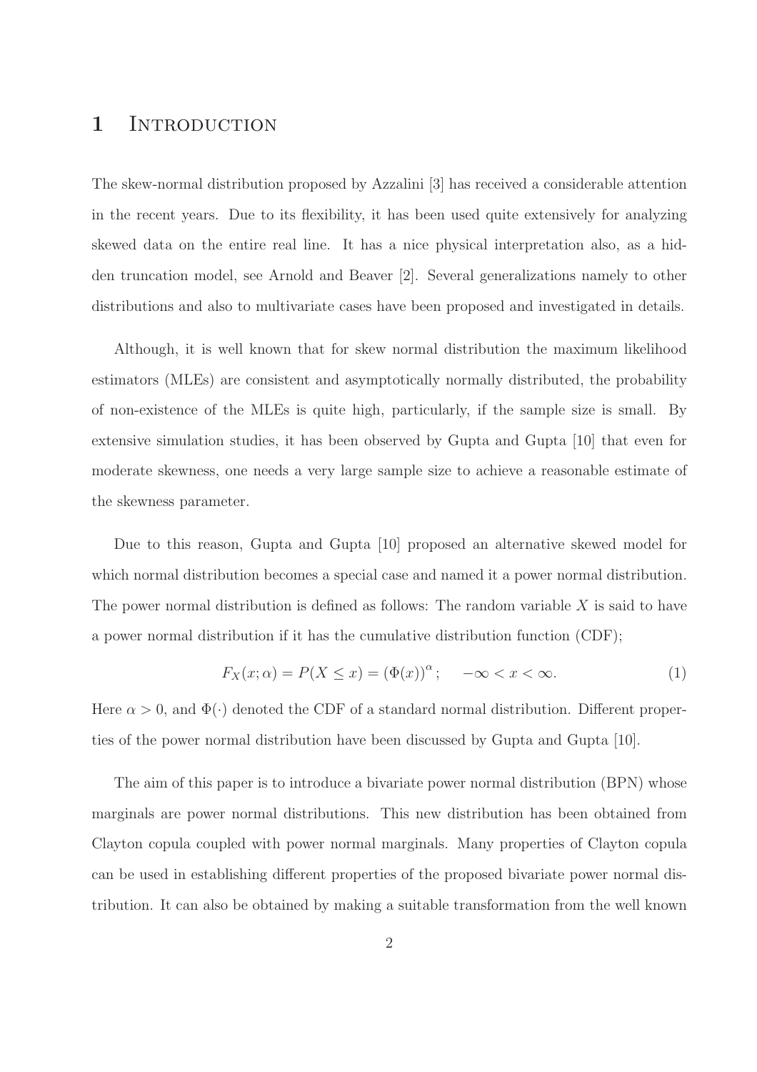# 1 Introduction

The skew-normal distribution proposed by Azzalini [3] has received a considerable attention in the recent years. Due to its flexibility, it has been used quite extensively for analyzing skewed data on the entire real line. It has a nice physical interpretation also, as a hidden truncation model, see Arnold and Beaver [2]. Several generalizations namely to other distributions and also to multivariate cases have been proposed and investigated in details.

Although, it is well known that for skew normal distribution the maximum likelihood estimators (MLEs) are consistent and asymptotically normally distributed, the probability of non-existence of the MLEs is quite high, particularly, if the sample size is small. By extensive simulation studies, it has been observed by Gupta and Gupta [10] that even for moderate skewness, one needs a very large sample size to achieve a reasonable estimate of the skewness parameter.

Due to this reason, Gupta and Gupta [10] proposed an alternative skewed model for which normal distribution becomes a special case and named it a power normal distribution. The power normal distribution is defined as follows: The random variable $X$ is said to have a power normal distribution if it has the cumulative distribution function (CDF);

$$F_X(x;\alpha) = P(X \leq x) = (\Phi(x))^{\alpha}; \quad -\infty < x < \infty. \tag{1}$$

Here $\alpha > 0$, and $\Phi(\cdot)$ denoted the CDF of a standard normal distribution. Different properties of the power normal distribution have been discussed by Gupta and Gupta [10].

The aim of this paper is to introduce a bivariate power normal distribution (BPN) whose marginals are power normal distributions. This new distribution has been obtained from Clayton copula coupled with power normal marginals. Many properties of Clayton copula can be used in establishing different properties of the proposed bivariate power normal distribution. It can also be obtained by making a suitable transformation from the well known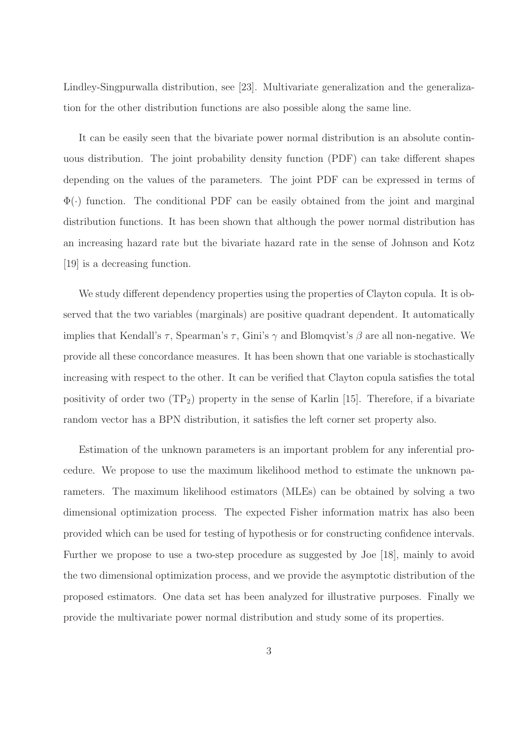Lindley-Singpurwalla distribution, see [23]. Multivariate generalization and the generalization for the other distribution functions are also possible along the same line.

It can be easily seen that the bivariate power normal distribution is an absolute continuous distribution. The joint probability density function (PDF) can take different shapes depending on the values of the parameters. The joint PDF can be expressed in terms of $\Phi(\cdot)$ function. The conditional PDF can be easily obtained from the joint and marginal distribution functions. It has been shown that although the power normal distribution has an increasing hazard rate but the bivariate hazard rate in the sense of Johnson and Kotz [19] is a decreasing function.

We study different dependency properties using the properties of Clayton copula. It is observed that the two variables (marginals) are positive quadrant dependent. It automatically implies that Kendall's $\tau$, Spearman's $\tau$, Gini's $\gamma$ and Blomqvist's $\beta$ are all non-negative. We provide all these concordance measures. It has been shown that one variable is stochastically increasing with respect to the other. It can be verified that Clayton copula satisfies the total positivity of order two ($TP_2$) property in the sense of Karlin [15]. Therefore, if a bivariate random vector has a BPN distribution, it satisfies the left corner set property also.

Estimation of the unknown parameters is an important problem for any inferential procedure. We propose to use the maximum likelihood method to estimate the unknown parameters. The maximum likelihood estimators (MLEs) can be obtained by solving a two dimensional optimization process. The expected Fisher information matrix has also been provided which can be used for testing of hypothesis or for constructing confidence intervals. Further we propose to use a two-step procedure as suggested by Joe [18], mainly to avoid the two dimensional optimization process, and we provide the asymptotic distribution of the proposed estimators. One data set has been analyzed for illustrative purposes. Finally we provide the multivariate power normal distribution and study some of its properties.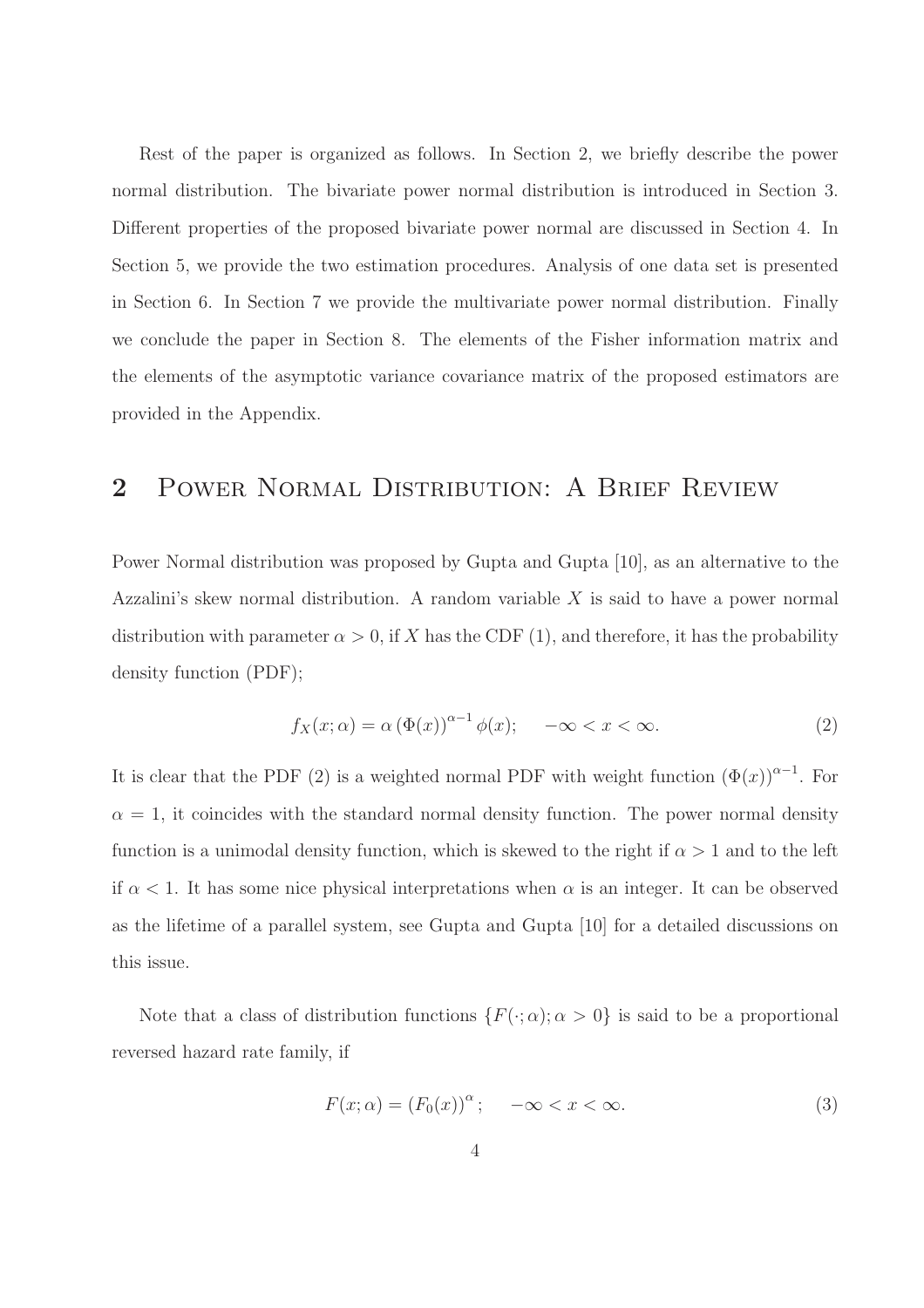Rest of the paper is organized as follows. In Section 2, we briefly describe the power normal distribution. The bivariate power normal distribution is introduced in Section 3. Different properties of the proposed bivariate power normal are discussed in Section 4. In Section 5, we provide the two estimation procedures. Analysis of one data set is presented in Section 6. In Section 7 we provide the multivariate power normal distribution. Finally we conclude the paper in Section 8. The elements of the Fisher information matrix and the elements of the asymptotic variance covariance matrix of the proposed estimators are provided in the Appendix.

## 2 Power Normal Distribution: A Brief Review

Power Normal distribution was proposed by Gupta and Gupta [10], as an alternative to the Azzalini's skew normal distribution. A random variable $X$ is said to have a power normal distribution with parameter $\alpha > 0$, if $X$ has the CDF (1), and therefore, it has the probability density function (PDF);

$$f_X(x;\alpha) = \alpha \left(\Phi(x)\right)^{\alpha-1} \phi(x); \quad -\infty < x < \infty. \tag{2}$$

It is clear that the PDF (2) is a weighted normal PDF with weight function $(\Phi(x))^{\alpha-1}$. For $\alpha = 1$, it coincides with the standard normal density function. The power normal density function is a unimodal density function, which is skewed to the right if $\alpha > 1$ and to the left if $\alpha < 1$. It has some nice physical interpretations when $\alpha$ is an integer. It can be observed as the lifetime of a parallel system, see Gupta and Gupta [10] for a detailed discussions on this issue.

Note that a class of distribution functions $\{F(\cdot;\alpha); \alpha > 0\}$ is said to be a proportional reversed hazard rate family, if

$$F(x;\alpha) = \left(F_0(x)\right)^{\alpha}; \quad -\infty < x < \infty. \tag{3}$$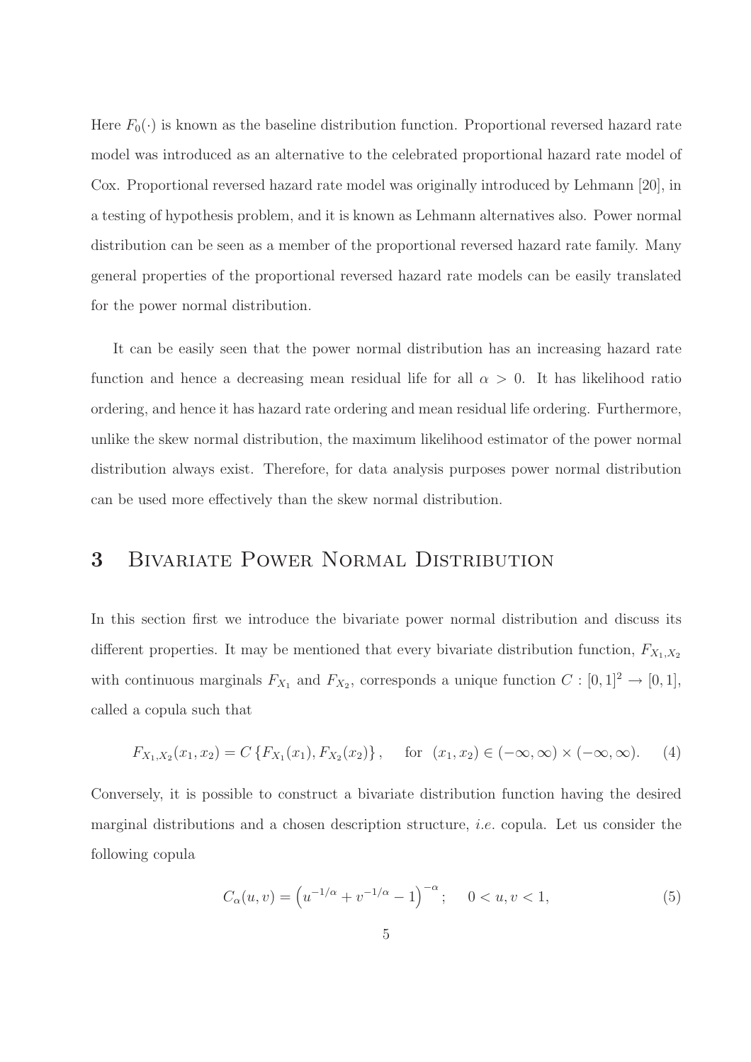Here $F_0(\cdot)$ is known as the baseline distribution function. Proportional reversed hazard rate model was introduced as an alternative to the celebrated proportional hazard rate model of Cox. Proportional reversed hazard rate model was originally introduced by Lehmann [20], in a testing of hypothesis problem, and it is known as Lehmann alternatives also. Power normal distribution can be seen as a member of the proportional reversed hazard rate family. Many general properties of the proportional reversed hazard rate models can be easily translated for the power normal distribution.

It can be easily seen that the power normal distribution has an increasing hazard rate function and hence a decreasing mean residual life for all $\alpha > 0$. It has likelihood ratio ordering, and hence it has hazard rate ordering and mean residual life ordering. Furthermore, unlike the skew normal distribution, the maximum likelihood estimator of the power normal distribution always exist. Therefore, for data analysis purposes power normal distribution can be used more effectively than the skew normal distribution.

# 3 Bivariate Power Normal Distribution

In this section first we introduce the bivariate power normal distribution and discuss its different properties. It may be mentioned that every bivariate distribution function, $F_{X_1,X_2}$ with continuous marginals $F_{X_1}$ and $F_{X_2}$, corresponds a unique function $C : [0,1]^2 \to [0,1]$, called a copula such that

$$F_{X_1,X_2}(x_1,x_2) = C\left\{F_{X_1}(x_1), F_{X_2}(x_2)\right\}, \quad \text{for} \quad (x_1,x_2) \in (-\infty,\infty) \times (-\infty,\infty). \tag{4}$$

Conversely, it is possible to construct a bivariate distribution function having the desired marginal distributions and a chosen description structure, *i.e.* copula. Let us consider the following copula

$$C_\alpha(u,v) = \left(u^{-1/\alpha} + v^{-1/\alpha} - 1\right)^{-\alpha}; \quad 0 < u, v < 1, \tag{5}$$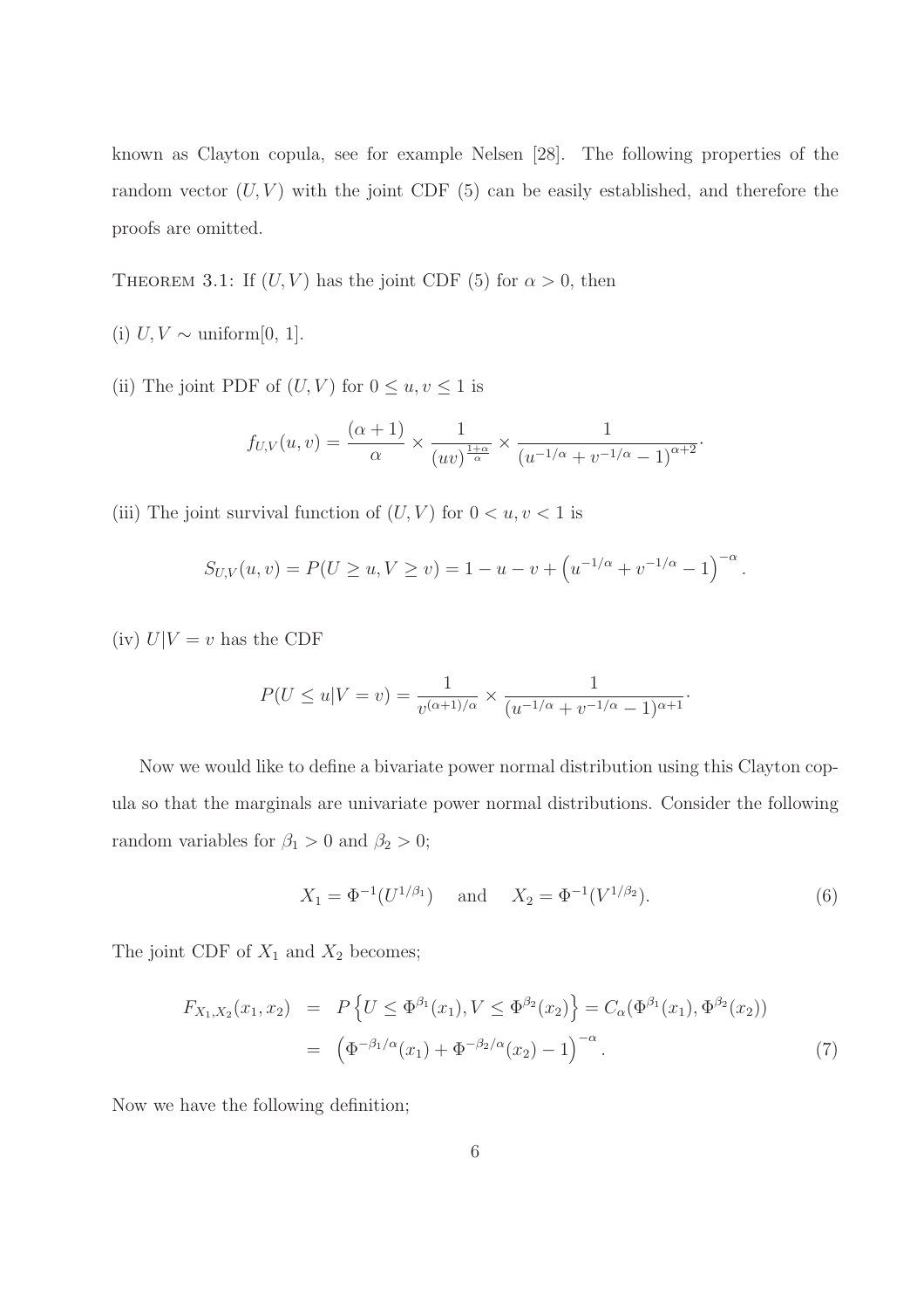known as Clayton copula, see for example Nelsen [28]. The following properties of the random vector $(U, V)$ with the joint CDF (5) can be easily established, and therefore the proofs are omitted.

THEOREM 3.1: If $(U, V)$ has the joint CDF (5) for $\alpha > 0$, then

(i) $U, V \sim$ uniform[0, 1].

(ii) The joint PDF of $(U, V)$ for $0 \leq u, v \leq 1$ is

$$f_{U,V}(u, v) = \frac{(\alpha + 1)}{\alpha} \times \frac{1}{(uv)^{\frac{1+\alpha}{\alpha}}} \times \frac{1}{\left(u^{-1/\alpha} + v^{-1/\alpha} - 1\right)^{\alpha+2}}.$$

(iii) The joint survival function of $(U, V)$ for $0 < u, v < 1$ is

$$S_{U,V}(u, v) = P(U \geq u, V \geq v) = 1 - u - v + \left(u^{-1/\alpha} + v^{-1/\alpha} - 1\right)^{-\alpha}.$$

(iv) $U|V = v$ has the CDF

$$P(U \leq u | V = v) = \frac{1}{v^{(\alpha+1)/\alpha}} \times \frac{1}{(u^{-1/\alpha} + v^{-1/\alpha} - 1)^{\alpha+1}}.$$

Now we would like to define a bivariate power normal distribution using this Clayton copula so that the marginals are univariate power normal distributions. Consider the following random variables for $\beta_1 > 0$ and $\beta_2 > 0$;

$$X_1 = \Phi^{-1}(U^{1/\beta_1}) \quad \text{ and } \quad X_2 = \Phi^{-1}(V^{1/\beta_2}). \tag{6}$$

The joint CDF of $X_1$ and $X_2$ becomes;

$$\begin{aligned} F_{X_1,X_2}(x_1, x_2) &= P\left\{U \leq \Phi^{\beta_1}(x_1), V \leq \Phi^{\beta_2}(x_2)\right\} = C_\alpha(\Phi^{\beta_1}(x_1), \Phi^{\beta_2}(x_2)) \\ &= \left(\Phi^{-\beta_1/\alpha}(x_1) + \Phi^{-\beta_2/\alpha}(x_2) - 1\right)^{-\alpha}. \end{aligned} \tag{7}$$

Now we have the following definition;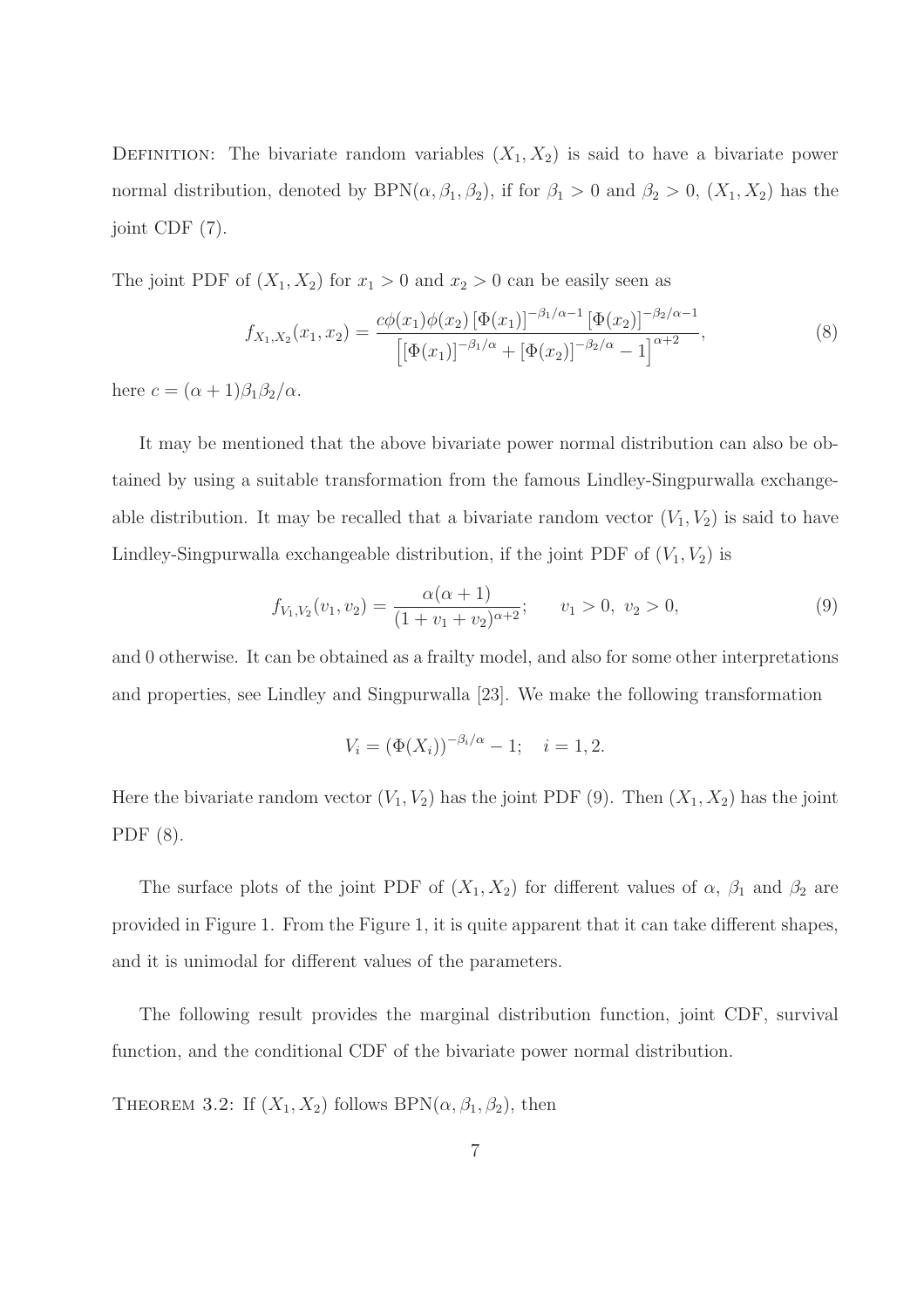DEFINITION: The bivariate random variables $(X_1, X_2)$ is said to have a bivariate power normal distribution, denoted by $\text{BPN}(\alpha, \beta_1, \beta_2)$, if for $\beta_1 > 0$ and $\beta_2 > 0$, $(X_1, X_2)$ has the joint CDF (7).

The joint PDF of $(X_1, X_2)$ for $x_1 > 0$ and $x_2 > 0$ can be easily seen as

$$f_{X_1,X_2}(x_1, x_2) = \frac{c\phi(x_1)\phi(x_2)\left[\Phi(x_1)\right]^{-\beta_1/\alpha-1}\left[\Phi(x_2)\right]^{-\beta_2/\alpha-1}}{\left[\left[\Phi(x_1)\right]^{-\beta_1/\alpha} + \left[\Phi(x_2)\right]^{-\beta_2/\alpha} - 1\right]^{\alpha+2}}, \tag{8}$$

here $c = (\alpha + 1)\beta_1\beta_2/\alpha$.

It may be mentioned that the above bivariate power normal distribution can also be obtained by using a suitable transformation from the famous Lindley-Singpurwalla exchangeable distribution. It may be recalled that a bivariate random vector $(V_1, V_2)$ is said to have Lindley-Singpurwalla exchangeable distribution, if the joint PDF of $(V_1, V_2)$ is

$$f_{V_1,V_2}(v_1, v_2) = \frac{\alpha(\alpha + 1)}{(1 + v_1 + v_2)^{\alpha+2}}; \qquad v_1 > 0,\ v_2 > 0, \tag{9}$$

and 0 otherwise. It can be obtained as a frailty model, and also for some other interpretations and properties, see Lindley and Singpurwalla [23]. We make the following transformation

$$V_i = (\Phi(X_i))^{-\beta_i/\alpha} - 1; \quad i = 1, 2.$$

Here the bivariate random vector $(V_1, V_2)$ has the joint PDF (9). Then $(X_1, X_2)$ has the joint PDF (8).

The surface plots of the joint PDF of $(X_1, X_2)$ for different values of $\alpha$, $\beta_1$ and $\beta_2$ are provided in Figure 1. From the Figure 1, it is quite apparent that it can take different shapes, and it is unimodal for different values of the parameters.

The following result provides the marginal distribution function, joint CDF, survival function, and the conditional CDF of the bivariate power normal distribution.

THEOREM 3.2: If $(X_1, X_2)$ follows $\text{BPN}(\alpha, \beta_1, \beta_2)$, then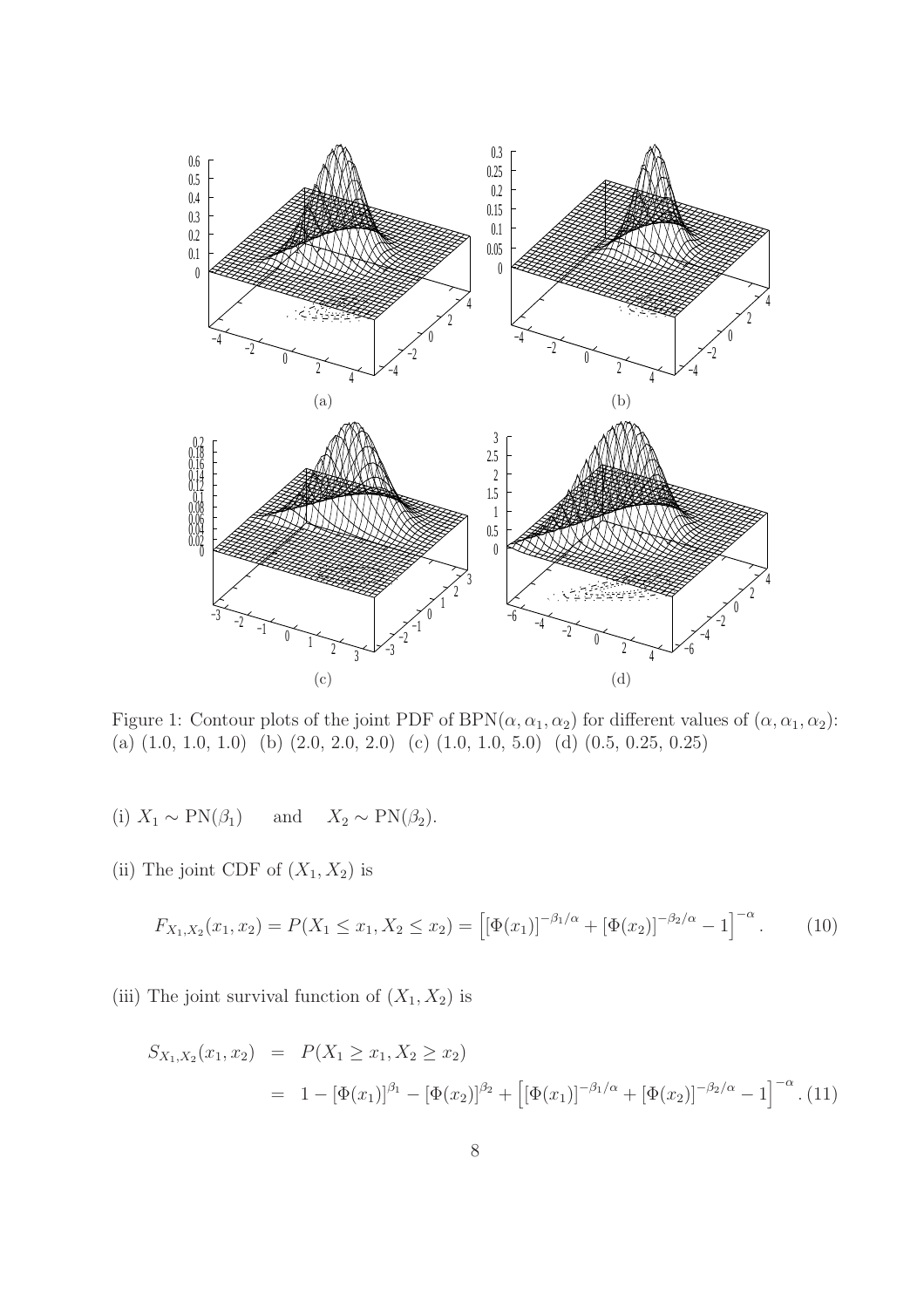Figure 1: Contour plots of the joint PDF of BPN($\alpha, \alpha_1, \alpha_2$) for different values of ($\alpha, \alpha_1, \alpha_2$): (a) (1.0, 1.0, 1.0) (b) (2.0, 2.0, 2.0) (c) (1.0, 1.0, 5.0) (d) (0.5, 0.25, 0.25)

(i) $X_1 \sim \text{PN}(\beta_1)$ and $X_2 \sim \text{PN}(\beta_2)$.

(ii) The joint CDF of $(X_1, X_2)$ is

$$F_{X_1,X_2}(x_1, x_2) = P(X_1 \leq x_1, X_2 \leq x_2) = \left[ [\Phi(x_1)]^{-\beta_1/\alpha} + [\Phi(x_2)]^{-\beta_2/\alpha} - 1 \right]^{-\alpha}. \tag{10}$$

(iii) The joint survival function of $(X_1, X_2)$ is

$$\begin{aligned} S_{X_1,X_2}(x_1, x_2) &= P(X_1 \geq x_1, X_2 \geq x_2) \\ &= 1 - [\Phi(x_1)]^{\beta_1} - [\Phi(x_2)]^{\beta_2} + \left[ [\Phi(x_1)]^{-\beta_1/\alpha} + [\Phi(x_2)]^{-\beta_2/\alpha} - 1 \right]^{-\alpha}. \end{aligned} \tag{11}$$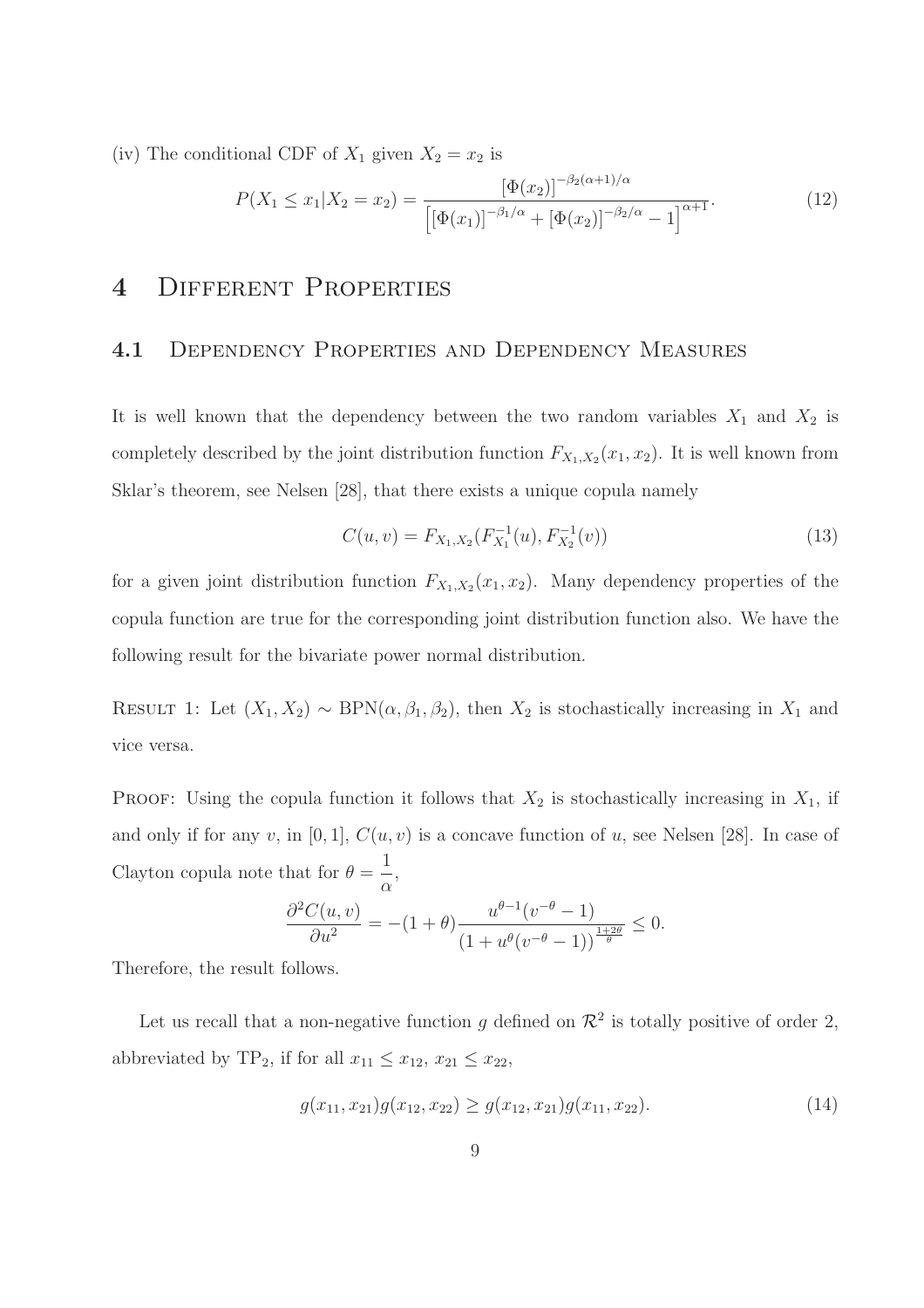(iv) The conditional CDF of $X_1$ given $X_2 = x_2$ is

$$P(X_1 \leq x_1 | X_2 = x_2) = \frac{[\Phi(x_2)]^{-\beta_2(\alpha+1)/\alpha}}{\left[[\Phi(x_1)]^{-\beta_1/\alpha} + [\Phi(x_2)]^{-\beta_2/\alpha} - 1\right]^{\alpha+1}}. \tag{12}$$

# 4 Different Properties

## 4.1 Dependency Properties and Dependency Measures

It is well known that the dependency between the two random variables $X_1$ and $X_2$ is completely described by the joint distribution function $F_{X_1,X_2}(x_1, x_2)$. It is well known from Sklar's theorem, see Nelsen [28], that there exists a unique copula namely

$$C(u, v) = F_{X_1,X_2}(F_{X_1}^{-1}(u), F_{X_2}^{-1}(v)) \tag{13}$$

for a given joint distribution function $F_{X_1,X_2}(x_1, x_2)$. Many dependency properties of the copula function are true for the corresponding joint distribution function also. We have the following result for the bivariate power normal distribution.

Result 1: Let $(X_1, X_2) \sim \text{BPN}(\alpha, \beta_1, \beta_2)$, then $X_2$ is stochastically increasing in $X_1$ and vice versa.

Proof: Using the copula function it follows that $X_2$ is stochastically increasing in $X_1$, if and only if for any $v$, in $[0, 1]$, $C(u, v)$ is a concave function of $u$, see Nelsen [28]. In case of Clayton copula note that for $\theta = \dfrac{1}{\alpha}$,

$$\frac{\partial^2 C(u, v)}{\partial u^2} = -(1 + \theta) \frac{u^{\theta-1}(v^{-\theta} - 1)}{(1 + u^{\theta}(v^{-\theta} - 1))^{\frac{1+2\theta}{\theta}}} \leq 0.$$

Therefore, the result follows.

Let us recall that a non-negative function $g$ defined on $\mathcal{R}^2$ is totally positive of order 2, abbreviated by $\text{TP}_2$, if for all $x_{11} \leq x_{12}$, $x_{21} \leq x_{22}$,

$$g(x_{11}, x_{21}) g(x_{12}, x_{22}) \geq g(x_{12}, x_{21}) g(x_{11}, x_{22}). \tag{14}$$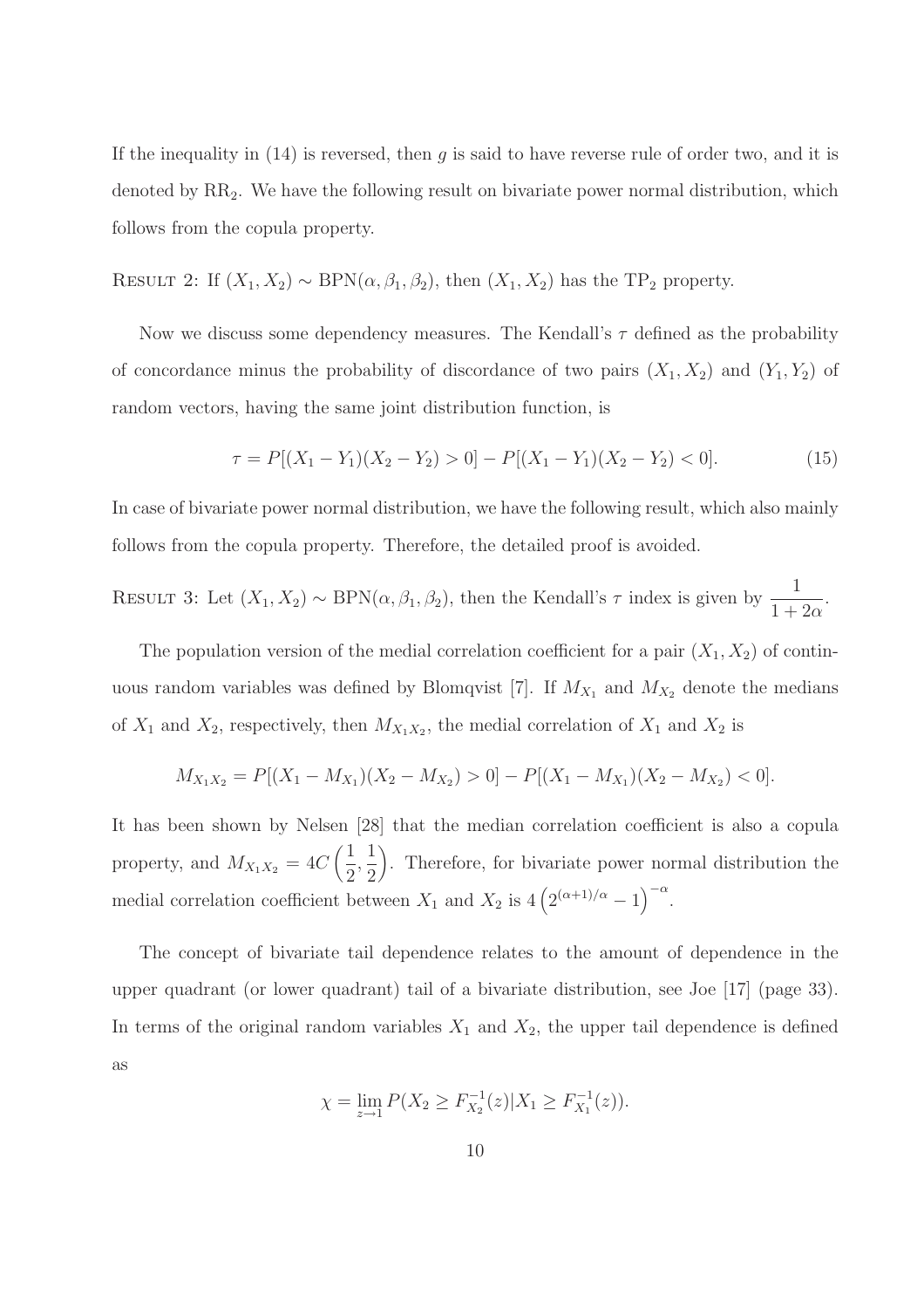If the inequality in (14) is reversed, then $g$ is said to have reverse rule of order two, and it is denoted by $\text{RR}_2$. We have the following result on bivariate power normal distribution, which follows from the copula property.

RESULT 2: If $(X_1, X_2) \sim \text{BPN}(\alpha, \beta_1, \beta_2)$, then $(X_1, X_2)$ has the $\text{TP}_2$ property.

Now we discuss some dependency measures. The Kendall's $\tau$ defined as the probability of concordance minus the probability of discordance of two pairs $(X_1, X_2)$ and $(Y_1, Y_2)$ of random vectors, having the same joint distribution function, is

$$\tau = P[(X_1 - Y_1)(X_2 - Y_2) > 0] - P[(X_1 - Y_1)(X_2 - Y_2) < 0]. \tag{15}$$

In case of bivariate power normal distribution, we have the following result, which also mainly follows from the copula property. Therefore, the detailed proof is avoided.

RESULT 3: Let $(X_1, X_2) \sim \text{BPN}(\alpha, \beta_1, \beta_2)$, then the Kendall's $\tau$ index is given by $\dfrac{1}{1+2\alpha}$.

The population version of the medial correlation coefficient for a pair $(X_1, X_2)$ of continuous random variables was defined by Blomqvist [7]. If $M_{X_1}$ and $M_{X_2}$ denote the medians of $X_1$ and $X_2$, respectively, then $M_{X_1X_2}$, the medial correlation of $X_1$ and $X_2$ is

$$M_{X_1X_2} = P[(X_1 - M_{X_1})(X_2 - M_{X_2}) > 0] - P[(X_1 - M_{X_1})(X_2 - M_{X_2}) < 0].$$

It has been shown by Nelsen [28] that the median correlation coefficient is also a copula property, and $M_{X_1X_2} = 4C\left(\dfrac{1}{2}, \dfrac{1}{2}\right)$. Therefore, for bivariate power normal distribution the medial correlation coefficient between $X_1$ and $X_2$ is $4\left(2^{(\alpha+1)/\alpha} - 1\right)^{-\alpha}$.

The concept of bivariate tail dependence relates to the amount of dependence in the upper quadrant (or lower quadrant) tail of a bivariate distribution, see Joe [17] (page 33). In terms of the original random variables $X_1$ and $X_2$, the upper tail dependence is defined as

$$\chi = \lim_{z \to 1} P(X_2 \geq F_{X_2}^{-1}(z) | X_1 \geq F_{X_1}^{-1}(z)).$$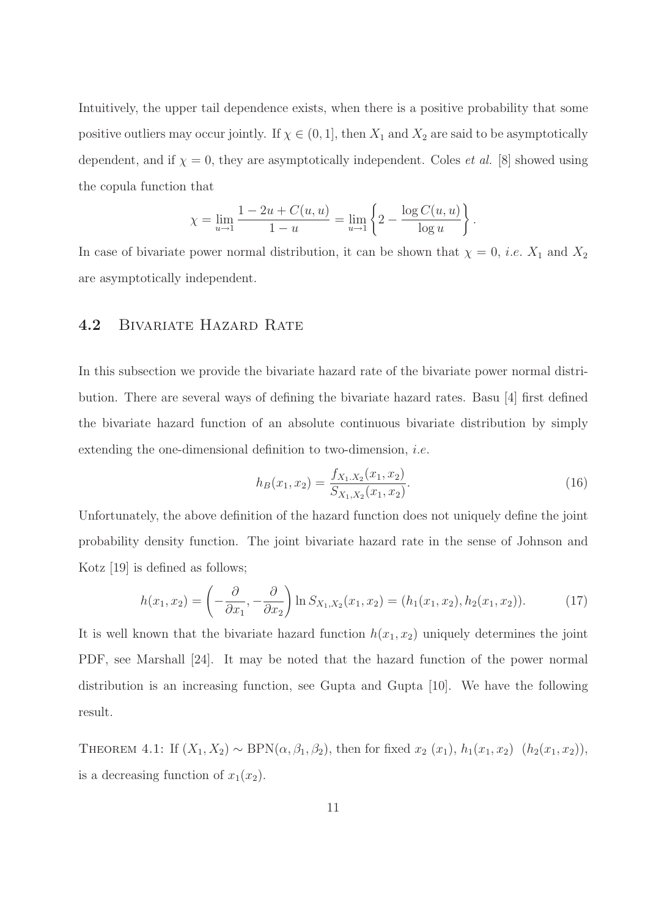Intuitively, the upper tail dependence exists, when there is a positive probability that some positive outliers may occur jointly. If $\chi \in (0, 1]$, then $X_1$ and $X_2$ are said to be asymptotically dependent, and if $\chi = 0$, they are asymptotically independent. Coles *et al.* [8] showed using the copula function that

$$\chi = \lim_{u \to 1} \frac{1 - 2u + C(u,u)}{1-u} = \lim_{u \to 1} \left\{ 2 - \frac{\log C(u,u)}{\log u} \right\}.$$

In case of bivariate power normal distribution, it can be shown that $\chi = 0$, *i.e.* $X_1$ and $X_2$ are asymptotically independent.

## 4.2 Bivariate Hazard Rate

In this subsection we provide the bivariate hazard rate of the bivariate power normal distribution. There are several ways of defining the bivariate hazard rates. Basu [4] first defined the bivariate hazard function of an absolute continuous bivariate distribution by simply extending the one-dimensional definition to two-dimension, *i.e.*

$$h_B(x_1, x_2) = \frac{f_{X_1 \cdot X_2}(x_1, x_2)}{S_{X_1, X_2}(x_1, x_2)}. \tag{16}$$

Unfortunately, the above definition of the hazard function does not uniquely define the joint probability density function. The joint bivariate hazard rate in the sense of Johnson and Kotz [19] is defined as follows;

$$h(x_1, x_2) = \left( -\frac{\partial}{\partial x_1}, -\frac{\partial}{\partial x_2} \right) \ln S_{X_1, X_2}(x_1, x_2) = (h_1(x_1, x_2), h_2(x_1, x_2)). \tag{17}$$

It is well known that the bivariate hazard function $h(x_1, x_2)$ uniquely determines the joint PDF, see Marshall [24]. It may be noted that the hazard function of the power normal distribution is an increasing function, see Gupta and Gupta [10]. We have the following result.

Theorem 4.1: If $(X_1, X_2) \sim \text{BPN}(\alpha, \beta_1, \beta_2)$, then for fixed $x_2$ $(x_1)$, $h_1(x_1, x_2)$ $(h_2(x_1, x_2))$, is a decreasing function of $x_1(x_2)$.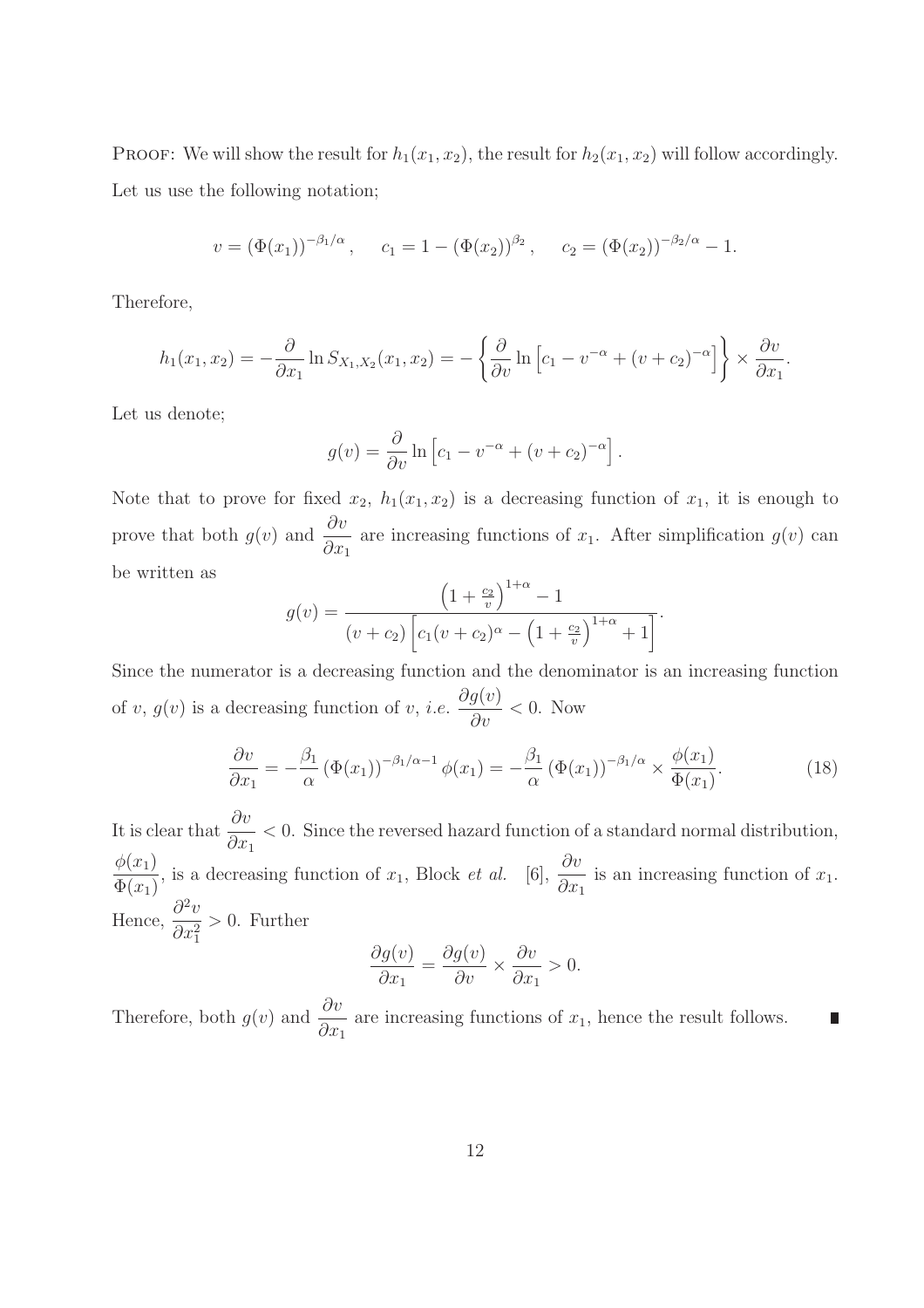PROOF: We will show the result for $h_1(x_1, x_2)$, the result for $h_2(x_1, x_2)$ will follow accordingly. Let us use the following notation;

$$v = (\Phi(x_1))^{-\beta_1/\alpha}, \quad c_1 = 1 - (\Phi(x_2))^{\beta_2}, \quad c_2 = (\Phi(x_2))^{-\beta_2/\alpha} - 1.$$

Therefore,

$$h_1(x_1, x_2) = -\frac{\partial}{\partial x_1} \ln S_{X_1,X_2}(x_1, x_2) = -\left\{ \frac{\partial}{\partial v} \ln \left[ c_1 - v^{-\alpha} + (v + c_2)^{-\alpha} \right] \right\} \times \frac{\partial v}{\partial x_1}.$$

Let us denote;

$$g(v) = \frac{\partial}{\partial v} \ln \left[ c_1 - v^{-\alpha} + (v + c_2)^{-\alpha} \right].$$

Note that to prove for fixed $x_2$, $h_1(x_1, x_2)$ is a decreasing function of $x_1$, it is enough to prove that both $g(v)$ and $\frac{\partial v}{\partial x_1}$ are increasing functions of $x_1$. After simplification $g(v)$ can be written as

$$g(v) = \frac{\left(1 + \frac{c_2}{v}\right)^{1+\alpha} - 1}{(v + c_2)\left[ c_1 (v + c_2)^{\alpha} - \left(1 + \frac{c_2}{v}\right)^{1+\alpha} + 1 \right]}.$$

Since the numerator is a decreasing function and the denominator is an increasing function of $v$, $g(v)$ is a decreasing function of $v$, *i.e.* $\frac{\partial g(v)}{\partial v} < 0$. Now

$$\frac{\partial v}{\partial x_1} = -\frac{\beta_1}{\alpha} (\Phi(x_1))^{-\beta_1/\alpha - 1} \phi(x_1) = -\frac{\beta_1}{\alpha} (\Phi(x_1))^{-\beta_1/\alpha} \times \frac{\phi(x_1)}{\Phi(x_1)}. \tag{18}$$

It is clear that $\frac{\partial v}{\partial x_1} < 0$. Since the reversed hazard function of a standard normal distribution, $\frac{\phi(x_1)}{\Phi(x_1)}$, is a decreasing function of $x_1$, Block *et al.* [6], $\frac{\partial v}{\partial x_1}$ is an increasing function of $x_1$. Hence, $\frac{\partial^2 v}{\partial x_1^2} > 0$. Further

$$\frac{\partial g(v)}{\partial x_1} = \frac{\partial g(v)}{\partial v} \times \frac{\partial v}{\partial x_1} > 0.$$

Therefore, both $g(v)$ and $\frac{\partial v}{\partial x_1}$ are increasing functions of $x_1$, hence the result follows. ∎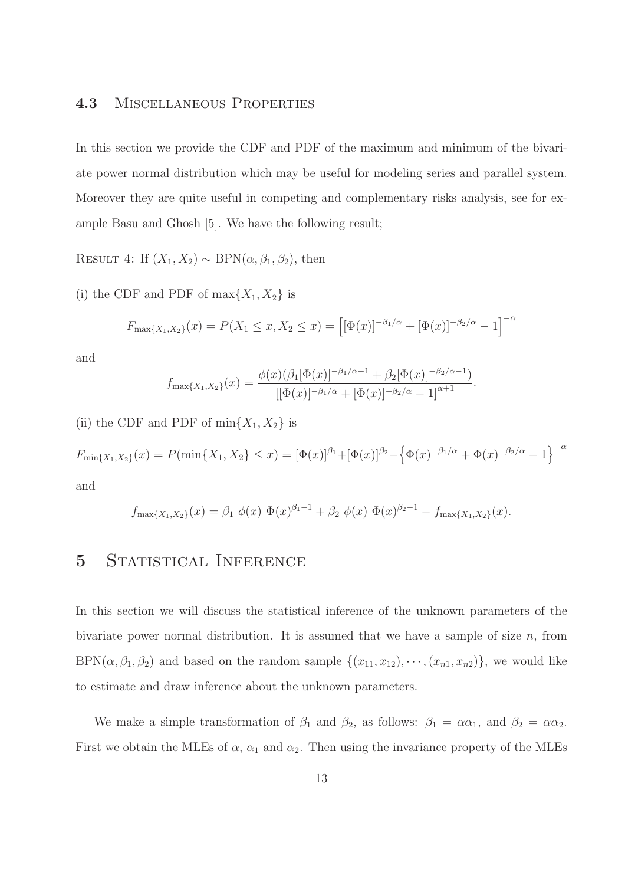### 4.3 Miscellaneous Properties

In this section we provide the CDF and PDF of the maximum and minimum of the bivariate power normal distribution which may be useful for modeling series and parallel system. Moreover they are quite useful in competing and complementary risks analysis, see for example Basu and Ghosh [5]. We have the following result;

Result 4: If $(X_1, X_2) \sim \text{BPN}(\alpha, \beta_1, \beta_2)$, then

(i) the CDF and PDF of $\max\{X_1, X_2\}$ is

$$F_{\max\{X_1,X_2\}}(x) = P(X_1 \leq x, X_2 \leq x) = \left[[\Phi(x)]^{-\beta_1/\alpha} + [\Phi(x)]^{-\beta_2/\alpha} - 1\right]^{-\alpha}$$

and

$$f_{\max\{X_1,X_2\}}(x) = \frac{\phi(x)(\beta_1[\Phi(x)]^{-\beta_1/\alpha-1} + \beta_2[\Phi(x)]^{-\beta_2/\alpha-1})}{[[\Phi(x)]^{-\beta_1/\alpha} + [\Phi(x)]^{-\beta_2/\alpha} - 1]^{\alpha+1}}.$$

(ii) the CDF and PDF of $\min\{X_1, X_2\}$ is

$$F_{\min\{X_1,X_2\}}(x) = P(\min\{X_1, X_2\} \leq x) = [\Phi(x)]^{\beta_1} + [\Phi(x)]^{\beta_2} - \left\{\Phi(x)^{-\beta_1/\alpha} + \Phi(x)^{-\beta_2/\alpha} - 1\right\}^{-\alpha}$$

and

$$f_{\max\{X_1,X_2\}}(x) = \beta_1\ \phi(x)\ \Phi(x)^{\beta_1-1} + \beta_2\ \phi(x)\ \Phi(x)^{\beta_2-1} - f_{\max\{X_1,X_2\}}(x).$$

# 5 Statistical Inference

In this section we will discuss the statistical inference of the unknown parameters of the bivariate power normal distribution. It is assumed that we have a sample of size $n$, from $\text{BPN}(\alpha, \beta_1, \beta_2)$ and based on the random sample $\{(x_{11}, x_{12}), \cdots, (x_{n1}, x_{n2})\}$, we would like to estimate and draw inference about the unknown parameters.

We make a simple transformation of $\beta_1$ and $\beta_2$, as follows: $\beta_1 = \alpha\alpha_1$, and $\beta_2 = \alpha\alpha_2$. First we obtain the MLEs of $\alpha$, $\alpha_1$ and $\alpha_2$. Then using the invariance property of the MLEs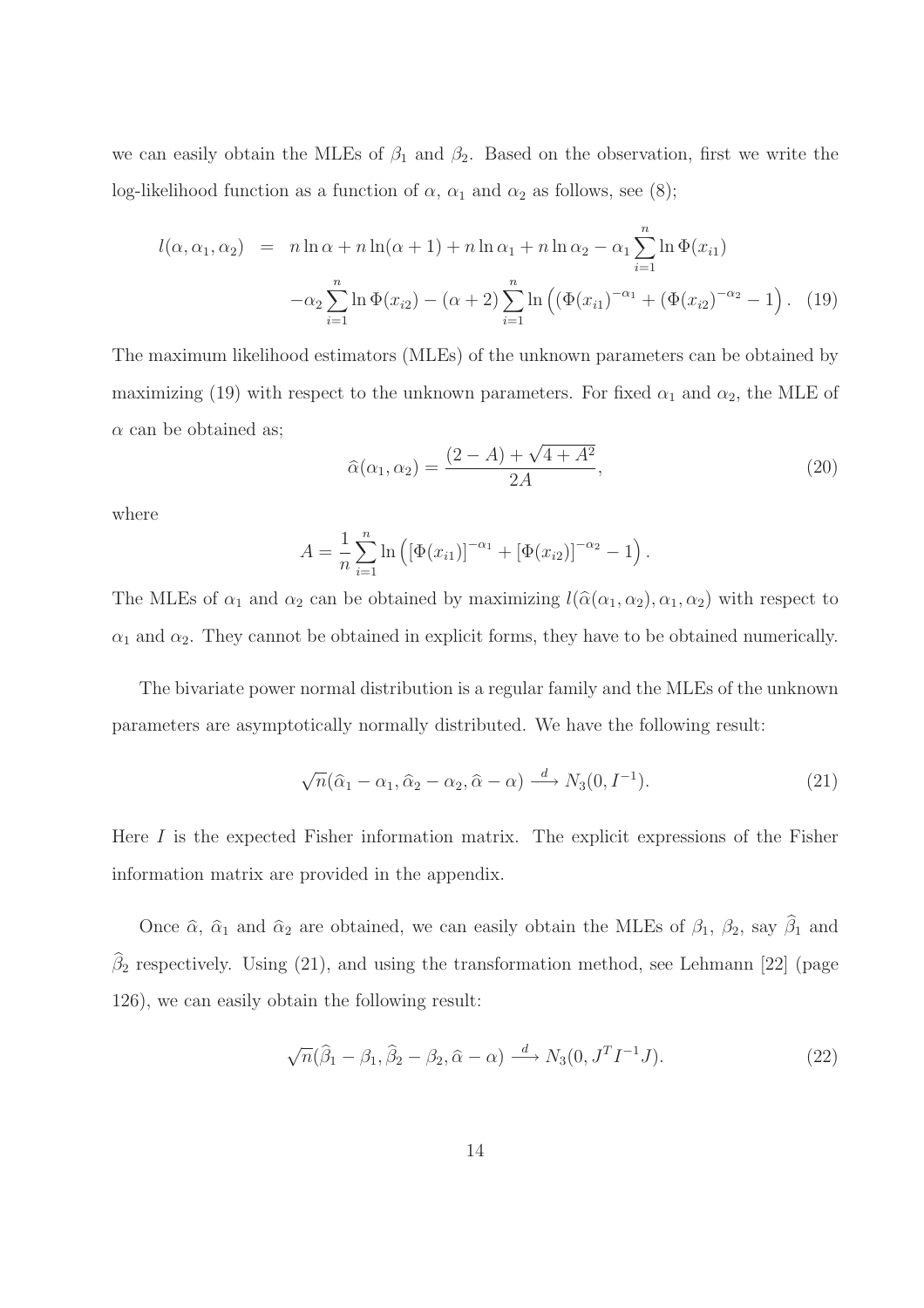we can easily obtain the MLEs of $\beta_1$ and $\beta_2$. Based on the observation, first we write the log-likelihood function as a function of $\alpha$, $\alpha_1$ and $\alpha_2$ as follows, see (8);

$$
\begin{aligned}
l(\alpha, \alpha_1, \alpha_2) &= n \ln \alpha + n \ln(\alpha + 1) + n \ln \alpha_1 + n \ln \alpha_2 - \alpha_1 \sum_{i=1}^{n} \ln \Phi(x_{i1}) \\
&\quad - \alpha_2 \sum_{i=1}^{n} \ln \Phi(x_{i2}) - (\alpha + 2) \sum_{i=1}^{n} \ln \left( (\Phi(x_{i1})^{-\alpha_1} + (\Phi(x_{i2})^{-\alpha_2} - 1 \right). \quad (19)
\end{aligned}
$$

The maximum likelihood estimators (MLEs) of the unknown parameters can be obtained by maximizing (19) with respect to the unknown parameters. For fixed $\alpha_1$ and $\alpha_2$, the MLE of $\alpha$ can be obtained as;

$$
\widehat{\alpha}(\alpha_1, \alpha_2) = \frac{(2 - A) + \sqrt{4 + A^2}}{2A}, \quad (20)
$$

where

$$
A = \frac{1}{n} \sum_{i=1}^{n} \ln \left( [\Phi(x_{i1})]^{-\alpha_1} + [\Phi(x_{i2})]^{-\alpha_2} - 1 \right).
$$

The MLEs of $\alpha_1$ and $\alpha_2$ can be obtained by maximizing $l(\widehat{\alpha}(\alpha_1, \alpha_2), \alpha_1, \alpha_2)$ with respect to $\alpha_1$ and $\alpha_2$. They cannot be obtained in explicit forms, they have to be obtained numerically.

The bivariate power normal distribution is a regular family and the MLEs of the unknown parameters are asymptotically normally distributed. We have the following result:

$$
\sqrt{n}(\widehat{\alpha}_1 - \alpha_1, \widehat{\alpha}_2 - \alpha_2, \widehat{\alpha} - \alpha) \xrightarrow{d} N_3(0, I^{-1}). \quad (21)
$$

Here $I$ is the expected Fisher information matrix. The explicit expressions of the Fisher information matrix are provided in the appendix.

Once $\widehat{\alpha}$, $\widehat{\alpha}_1$ and $\widehat{\alpha}_2$ are obtained, we can easily obtain the MLEs of $\beta_1$, $\beta_2$, say $\widehat{\beta}_1$ and $\widehat{\beta}_2$ respectively. Using (21), and using the transformation method, see Lehmann [22] (page 126), we can easily obtain the following result:

$$
\sqrt{n}(\widehat{\beta}_1 - \beta_1, \widehat{\beta}_2 - \beta_2, \widehat{\alpha} - \alpha) \xrightarrow{d} N_3(0, J^T I^{-1} J). \quad (22)
$$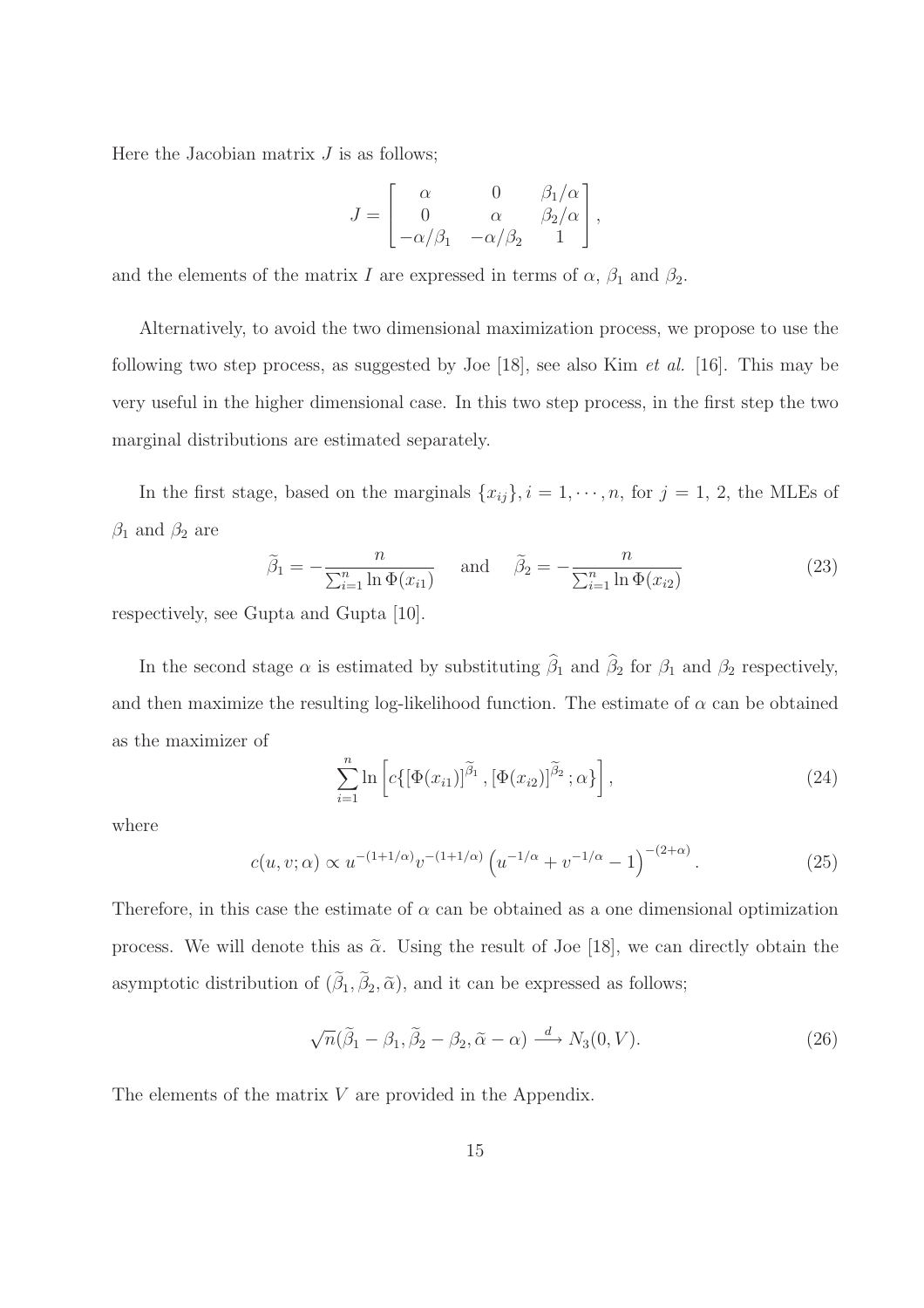Here the Jacobian matrix $J$ is as follows;

$$
J = \begin{bmatrix} \alpha & 0 & \beta_1/\alpha \\ 0 & \alpha & \beta_2/\alpha \\ -\alpha/\beta_1 & -\alpha/\beta_2 & 1 \end{bmatrix},
$$

and the elements of the matrix $I$ are expressed in terms of $\alpha$, $\beta_1$ and $\beta_2$.

Alternatively, to avoid the two dimensional maximization process, we propose to use the following two step process, as suggested by Joe [18], see also Kim *et al.* [16]. This may be very useful in the higher dimensional case. In this two step process, in the first step the two marginal distributions are estimated separately.

In the first stage, based on the marginals $\{x_{ij}\}, i = 1, \cdots, n$, for $j = 1, 2$, the MLEs of $\beta_1$ and $\beta_2$ are

$$
\widetilde{\beta}_1 = -\frac{n}{\sum_{i=1}^{n} \ln \Phi(x_{i1})} \quad \text{and} \quad \widetilde{\beta}_2 = -\frac{n}{\sum_{i=1}^{n} \ln \Phi(x_{i2})} \tag{23}
$$

respectively, see Gupta and Gupta [10].

In the second stage $\alpha$ is estimated by substituting $\widehat{\beta}_1$ and $\widehat{\beta}_2$ for $\beta_1$ and $\beta_2$ respectively, and then maximize the resulting log-likelihood function. The estimate of $\alpha$ can be obtained as the maximizer of

$$
\sum_{i=1}^{n} \ln \left[ c\{[\Phi(x_{i1})]^{\widetilde{\beta}_1}, [\Phi(x_{i2})]^{\widetilde{\beta}_2}; \alpha\} \right], \tag{24}
$$

where

$$
c(u, v; \alpha) \propto u^{-(1+1/\alpha)} v^{-(1+1/\alpha)} \left( u^{-1/\alpha} + v^{-1/\alpha} - 1 \right)^{-(2+\alpha)}. \tag{25}
$$

Therefore, in this case the estimate of $\alpha$ can be obtained as a one dimensional optimization process. We will denote this as $\widetilde{\alpha}$. Using the result of Joe [18], we can directly obtain the asymptotic distribution of $(\widetilde{\beta}_1, \widetilde{\beta}_2, \widetilde{\alpha})$, and it can be expressed as follows;

$$
\sqrt{n}(\widetilde{\beta}_1 - \beta_1, \widetilde{\beta}_2 - \beta_2, \widetilde{\alpha} - \alpha) \xrightarrow{d} N_3(0, V). \tag{26}
$$

The elements of the matrix $V$ are provided in the Appendix.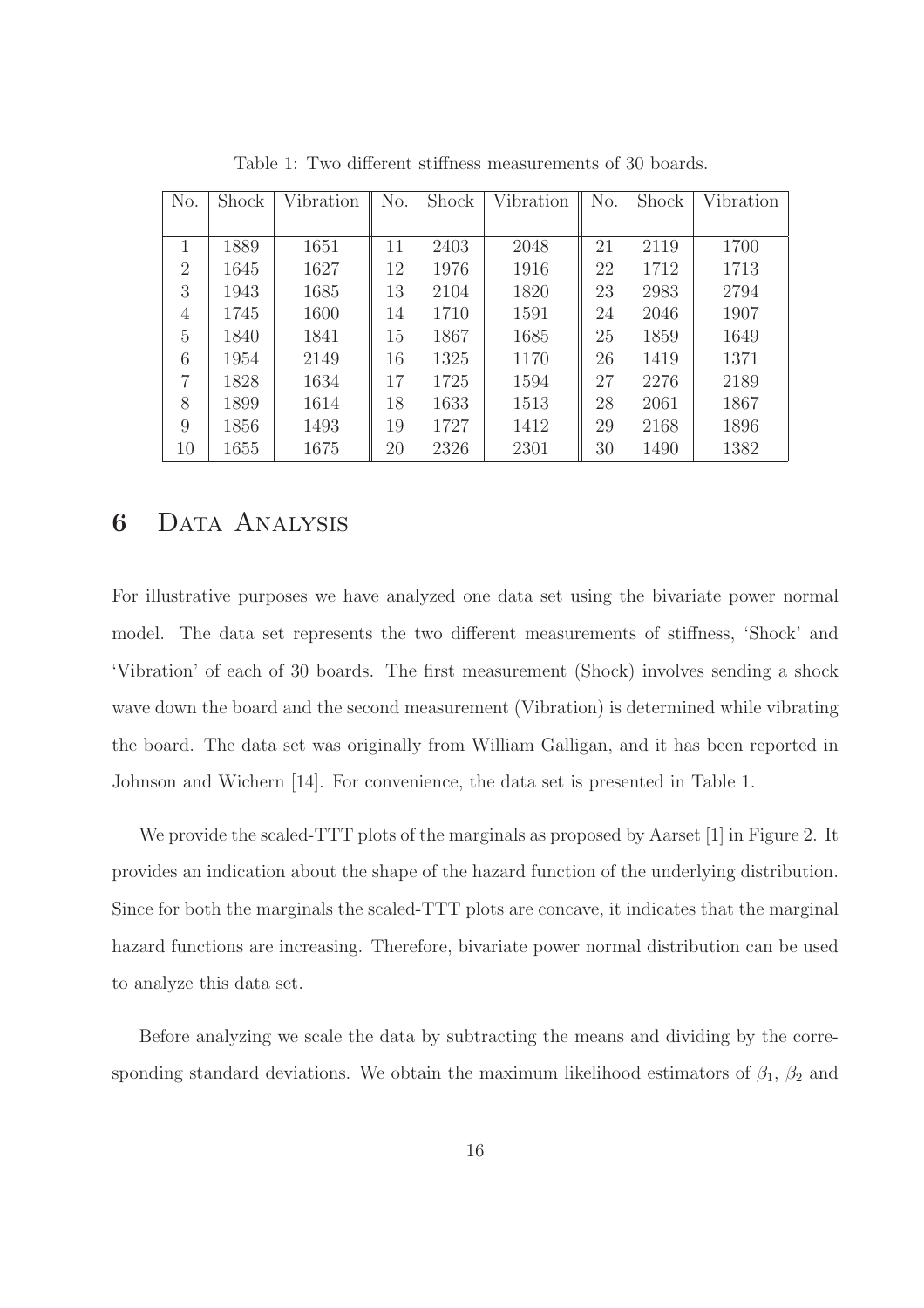Table 1: Two different stiffness measurements of 30 boards.

| No. | Shock | Vibration | No. | Shock | Vibration | No. | Shock | Vibration |
|---|---|---|---|---|---|---|---|---|
| 1 | 1889 | 1651 | 11 | 2403 | 2048 | 21 | 2119 | 1700 |
| 2 | 1645 | 1627 | 12 | 1976 | 1916 | 22 | 1712 | 1713 |
| 3 | 1943 | 1685 | 13 | 2104 | 1820 | 23 | 2983 | 2794 |
| 4 | 1745 | 1600 | 14 | 1710 | 1591 | 24 | 2046 | 1907 |
| 5 | 1840 | 1841 | 15 | 1867 | 1685 | 25 | 1859 | 1649 |
| 6 | 1954 | 2149 | 16 | 1325 | 1170 | 26 | 1419 | 1371 |
| 7 | 1828 | 1634 | 17 | 1725 | 1594 | 27 | 2276 | 2189 |
| 8 | 1899 | 1614 | 18 | 1633 | 1513 | 28 | 2061 | 1867 |
| 9 | 1856 | 1493 | 19 | 1727 | 1412 | 29 | 2168 | 1896 |
| 10 | 1655 | 1675 | 20 | 2326 | 2301 | 30 | 1490 | 1382 |

## 6 Data Analysis

For illustrative purposes we have analyzed one data set using the bivariate power normal model. The data set represents the two different measurements of stiffness, 'Shock' and 'Vibration' of each of 30 boards. The first measurement (Shock) involves sending a shock wave down the board and the second measurement (Vibration) is determined while vibrating the board. The data set was originally from William Galligan, and it has been reported in Johnson and Wichern [14]. For convenience, the data set is presented in Table 1.

We provide the scaled-TTT plots of the marginals as proposed by Aarset [1] in Figure 2. It provides an indication about the shape of the hazard function of the underlying distribution. Since for both the marginals the scaled-TTT plots are concave, it indicates that the marginal hazard functions are increasing. Therefore, bivariate power normal distribution can be used to analyze this data set.

Before analyzing we scale the data by subtracting the means and dividing by the corresponding standard deviations. We obtain the maximum likelihood estimators of $\beta_1$, $\beta_2$ and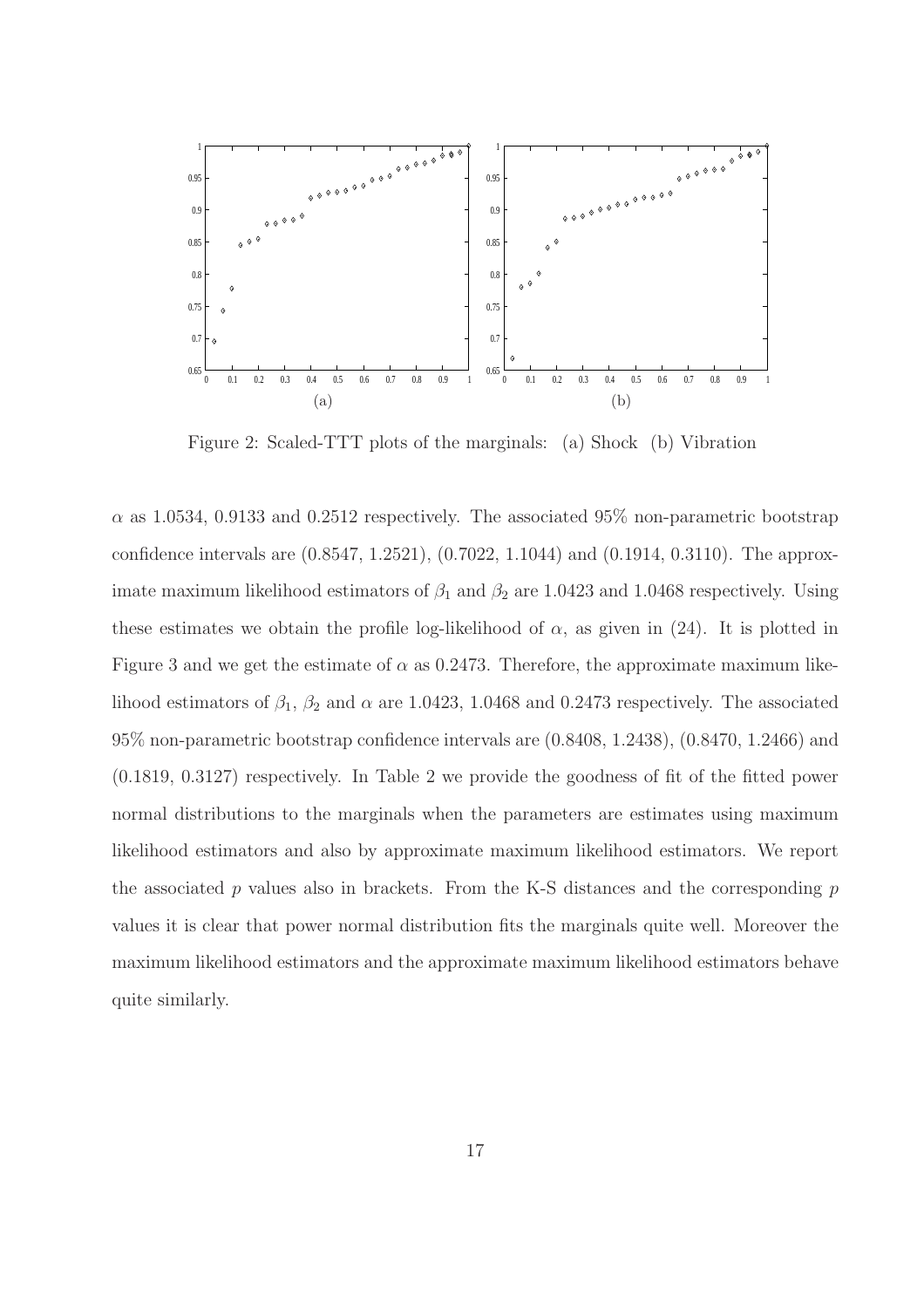Figure 2: Scaled-TTT plots of the marginals: (a) Shock (b) Vibration

$\alpha$ as 1.0534, 0.9133 and 0.2512 respectively. The associated 95% non-parametric bootstrap confidence intervals are (0.8547, 1.2521), (0.7022, 1.1044) and (0.1914, 0.3110). The approximate maximum likelihood estimators of $\beta_1$ and $\beta_2$ are 1.0423 and 1.0468 respectively. Using these estimates we obtain the profile log-likelihood of $\alpha$, as given in (24). It is plotted in Figure 3 and we get the estimate of $\alpha$ as 0.2473. Therefore, the approximate maximum likelihood estimators of $\beta_1$, $\beta_2$ and $\alpha$ are 1.0423, 1.0468 and 0.2473 respectively. The associated 95% non-parametric bootstrap confidence intervals are (0.8408, 1.2438), (0.8470, 1.2466) and (0.1819, 0.3127) respectively. In Table 2 we provide the goodness of fit of the fitted power normal distributions to the marginals when the parameters are estimates using maximum likelihood estimators and also by approximate maximum likelihood estimators. We report the associated $p$ values also in brackets. From the K-S distances and the corresponding $p$ values it is clear that power normal distribution fits the marginals quite well. Moreover the maximum likelihood estimators and the approximate maximum likelihood estimators behave quite similarly.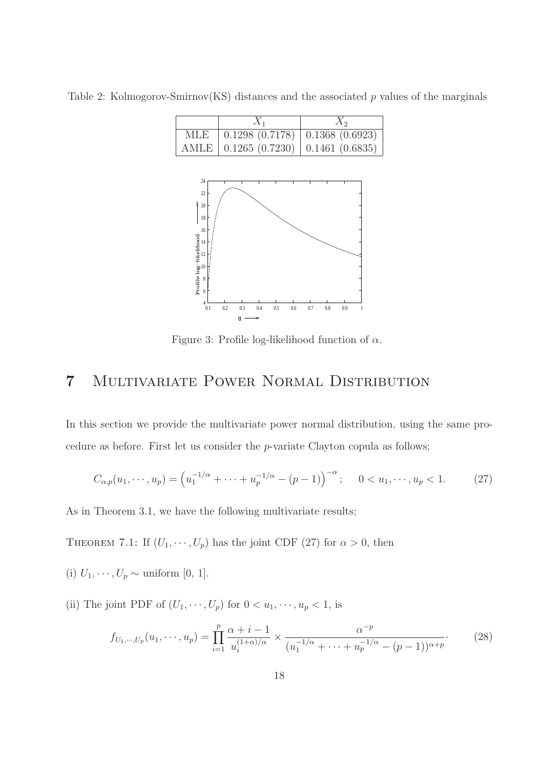Table 2: Kolmogorov-Smirnov(KS) distances and the associated $p$ values of the marginals

| | $X_1$ | $X_2$ |
|---|---|---|
| MLE | 0.1298 (0.7178) | 0.1368 (0.6923) |
| AMLE | 0.1265 (0.7230) | 0.1461 (0.6835) |

Figure 3: Profile log-likelihood function of $\alpha$.

# 7 Multivariate Power Normal Distribution

In this section we provide the multivariate power normal distribution, using the same procedure as before. First let us consider the $p$-variate Clayton copula as follows;

$$C_{\alpha,p}(u_1, \cdots, u_p) = \left(u_1^{-1/\alpha} + \cdots + u_p^{-1/\alpha} - (p-1)\right)^{-\alpha}; \quad 0 < u_1, \cdots, u_p < 1. \tag{27}$$

As in Theorem 3.1, we have the following multivariate results;

Theorem 7.1: If $(U_1, \cdots, U_p)$ has the joint CDF (27) for $\alpha > 0$, then

(i) $U_1, \cdots, U_p \sim$ uniform [0, 1].

(ii) The joint PDF of $(U_1, \cdots, U_p)$ for $0 < u_1, \cdots, u_p < 1$, is

$$f_{U_1,\cdots,U_p}(u_1, \cdots, u_p) = \prod_{i=1}^{p} \frac{\alpha + i - 1}{u_i^{(1+\alpha)/\alpha}} \times \frac{\alpha^{-p}}{(u_1^{-1/\alpha} + \cdots + u_p^{-1/\alpha} - (p-1))^{\alpha+p}}. \tag{28}$$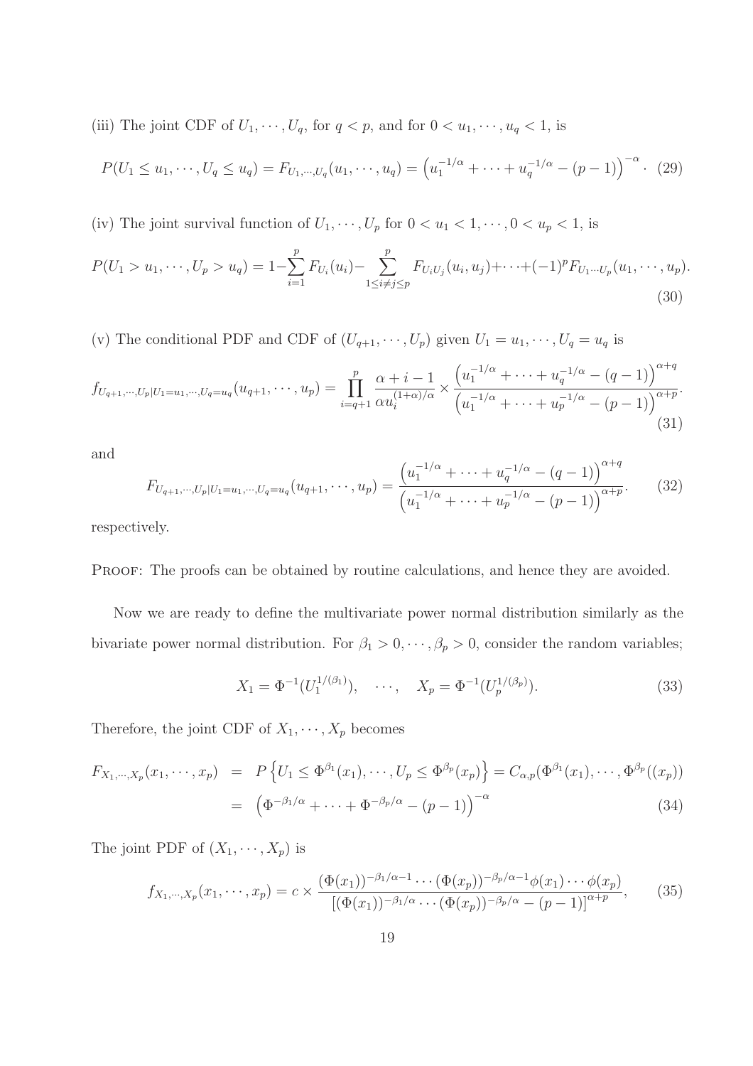(iii) The joint CDF of $U_1, \cdots, U_q$, for $q < p$, and for $0 < u_1, \cdots, u_q < 1$, is

$$P(U_1 \leq u_1, \cdots, U_q \leq u_q) = F_{U_1,\cdots,U_q}(u_1, \cdots, u_q) = \left(u_1^{-1/\alpha} + \cdots + u_q^{-1/\alpha} - (p-1)\right)^{-\alpha}. \quad (29)$$

(iv) The joint survival function of $U_1, \cdots, U_p$ for $0 < u_1 < 1, \cdots, 0 < u_p < 1$, is

$$P(U_1 > u_1, \cdots, U_p > u_q) = 1 - \sum_{i=1}^{p} F_{U_i}(u_i) - \sum_{1 \leq i \neq j \leq p}^{p} F_{U_i U_j}(u_i, u_j) + \cdots + (-1)^p F_{U_1 \cdots U_p}(u_1, \cdots, u_p). \quad (30)$$

(v) The conditional PDF and CDF of $(U_{q+1}, \cdots, U_p)$ given $U_1 = u_1, \cdots, U_q = u_q$ is

$$f_{U_{q+1},\cdots,U_p|U_1=u_1,\cdots,U_q=u_q}(u_{q+1}, \cdots, u_p) = \prod_{i=q+1}^{p} \frac{\alpha + i - 1}{\alpha u_i^{(1+\alpha)/\alpha}} \times \frac{\left(u_1^{-1/\alpha} + \cdots + u_q^{-1/\alpha} - (q-1)\right)^{\alpha+q}}{\left(u_1^{-1/\alpha} + \cdots + u_p^{-1/\alpha} - (p-1)\right)^{\alpha+p}}. \quad (31)$$

and

$$F_{U_{q+1},\cdots,U_p|U_1=u_1,\cdots,U_q=u_q}(u_{q+1}, \cdots, u_p) = \frac{\left(u_1^{-1/\alpha} + \cdots + u_q^{-1/\alpha} - (q-1)\right)^{\alpha+q}}{\left(u_1^{-1/\alpha} + \cdots + u_p^{-1/\alpha} - (p-1)\right)^{\alpha+p}}. \quad (32)$$

respectively.

PROOF: The proofs can be obtained by routine calculations, and hence they are avoided.

Now we are ready to define the multivariate power normal distribution similarly as the bivariate power normal distribution. For $\beta_1 > 0, \cdots, \beta_p > 0$, consider the random variables;

$$X_1 = \Phi^{-1}(U_1^{1/(\beta_1)}), \quad \cdots, \quad X_p = \Phi^{-1}(U_p^{1/(\beta_p)}). \quad (33)$$

Therefore, the joint CDF of $X_1, \cdots, X_p$ becomes

$$\begin{aligned} F_{X_1,\cdots,X_p}(x_1, \cdots, x_p) &= P\left\{U_1 \leq \Phi^{\beta_1}(x_1), \cdots, U_p \leq \Phi^{\beta_p}(x_p)\right\} = C_{\alpha,p}(\Phi^{\beta_1}(x_1), \cdots, \Phi^{\beta_p}((x_p)) \\ &= \left(\Phi^{-\beta_1/\alpha} + \cdots + \Phi^{-\beta_p/\alpha} - (p-1)\right)^{-\alpha} \end{aligned} \quad (34)$$

The joint PDF of $(X_1, \cdots, X_p)$ is

$$f_{X_1,\cdots,X_p}(x_1, \cdots, x_p) = c \times \frac{(\Phi(x_1))^{-\beta_1/\alpha-1} \cdots (\Phi(x_p))^{-\beta_p/\alpha-1} \phi(x_1) \cdots \phi(x_p)}{\left[(\Phi(x_1))^{-\beta_1/\alpha} \cdots (\Phi(x_p))^{-\beta_p/\alpha} - (p-1)\right]^{\alpha+p}}, \quad (35)$$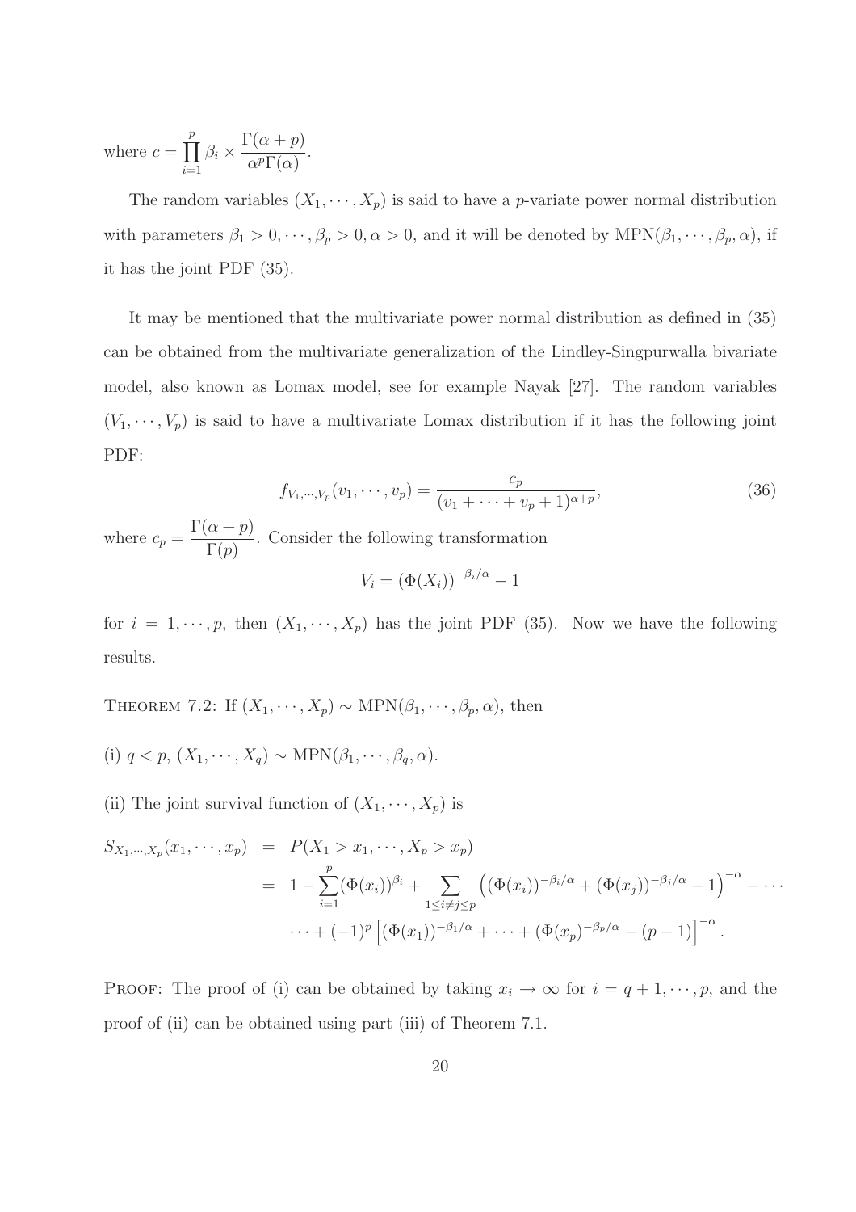where $c = \prod_{i=1}^{p} \beta_i \times \frac{\Gamma(\alpha+p)}{\alpha^p \Gamma(\alpha)}$.

The random variables $(X_1, \cdots, X_p)$ is said to have a $p$-variate power normal distribution with parameters $\beta_1 > 0, \cdots, \beta_p > 0, \alpha > 0$, and it will be denoted by $\text{MPN}(\beta_1, \cdots, \beta_p, \alpha)$, if it has the joint PDF (35).

It may be mentioned that the multivariate power normal distribution as defined in (35) can be obtained from the multivariate generalization of the Lindley-Singpurwalla bivariate model, also known as Lomax model, see for example Nayak [27]. The random variables $(V_1, \cdots, V_p)$ is said to have a multivariate Lomax distribution if it has the following joint PDF:

$$f_{V_1,\cdots,V_p}(v_1, \cdots, v_p) = \frac{c_p}{(v_1 + \cdots + v_p + 1)^{\alpha+p}}, \tag{36}$$

where $c_p = \frac{\Gamma(\alpha+p)}{\Gamma(p)}$. Consider the following transformation

$$V_i = (\Phi(X_i))^{-\beta_i/\alpha} - 1$$

for $i = 1, \cdots, p$, then $(X_1, \cdots, X_p)$ has the joint PDF (35). Now we have the following results.

THEOREM 7.2: If $(X_1, \cdots, X_p) \sim \text{MPN}(\beta_1, \cdots, \beta_p, \alpha)$, then

(i) $q < p$, $(X_1, \cdots, X_q) \sim \text{MPN}(\beta_1, \cdots, \beta_q, \alpha)$.

(ii) The joint survival function of $(X_1, \cdots, X_p)$ is

$$\begin{aligned}
S_{X_1,\cdots,X_p}(x_1, \cdots, x_p) &= P(X_1 > x_1, \cdots, X_p > x_p) \\
&= 1 - \sum_{i=1}^{p} (\Phi(x_i))^{\beta_i} + \sum_{1 \le i \ne j \le p} \left( (\Phi(x_i))^{-\beta_i/\alpha} + (\Phi(x_j))^{-\beta_j/\alpha} - 1 \right)^{-\alpha} + \cdots \\
&\quad \cdots + (-1)^p \left[ (\Phi(x_1))^{-\beta_1/\alpha} + \cdots + (\Phi(x_p))^{-\beta_p/\alpha} - (p-1) \right]^{-\alpha}.
\end{aligned}$$

PROOF: The proof of (i) can be obtained by taking $x_i \to \infty$ for $i = q+1, \cdots, p$, and the proof of (ii) can be obtained using part (iii) of Theorem 7.1.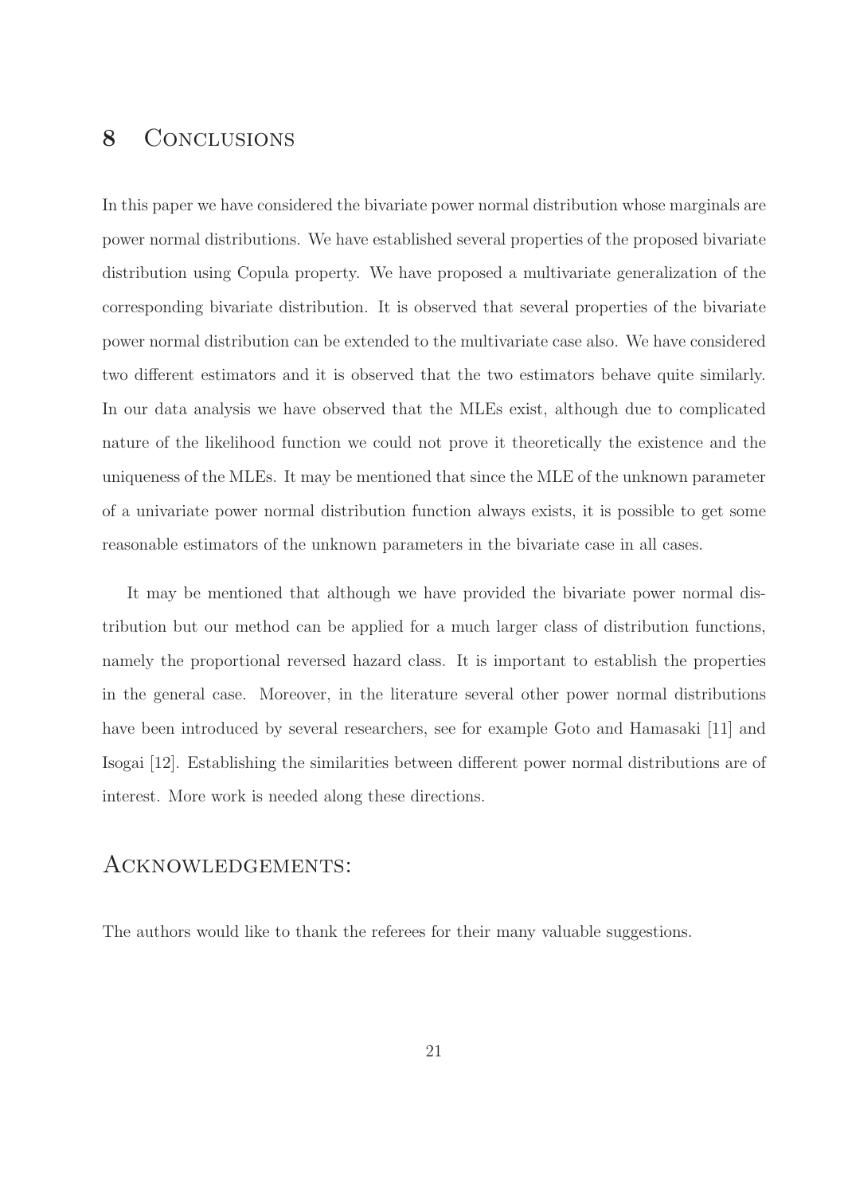## 8 Conclusions

In this paper we have considered the bivariate power normal distribution whose marginals are power normal distributions. We have established several properties of the proposed bivariate distribution using Copula property. We have proposed a multivariate generalization of the corresponding bivariate distribution. It is observed that several properties of the bivariate power normal distribution can be extended to the multivariate case also. We have considered two different estimators and it is observed that the two estimators behave quite similarly. In our data analysis we have observed that the MLEs exist, although due to complicated nature of the likelihood function we could not prove it theoretically the existence and the uniqueness of the MLEs. It may be mentioned that since the MLE of the unknown parameter of a univariate power normal distribution function always exists, it is possible to get some reasonable estimators of the unknown parameters in the bivariate case in all cases.

It may be mentioned that although we have provided the bivariate power normal distribution but our method can be applied for a much larger class of distribution functions, namely the proportional reversed hazard class. It is important to establish the properties in the general case. Moreover, in the literature several other power normal distributions have been introduced by several researchers, see for example Goto and Hamasaki [11] and Isogai [12]. Establishing the similarities between different power normal distributions are of interest. More work is needed along these directions.

## Acknowledgements:

The authors would like to thank the referees for their many valuable suggestions.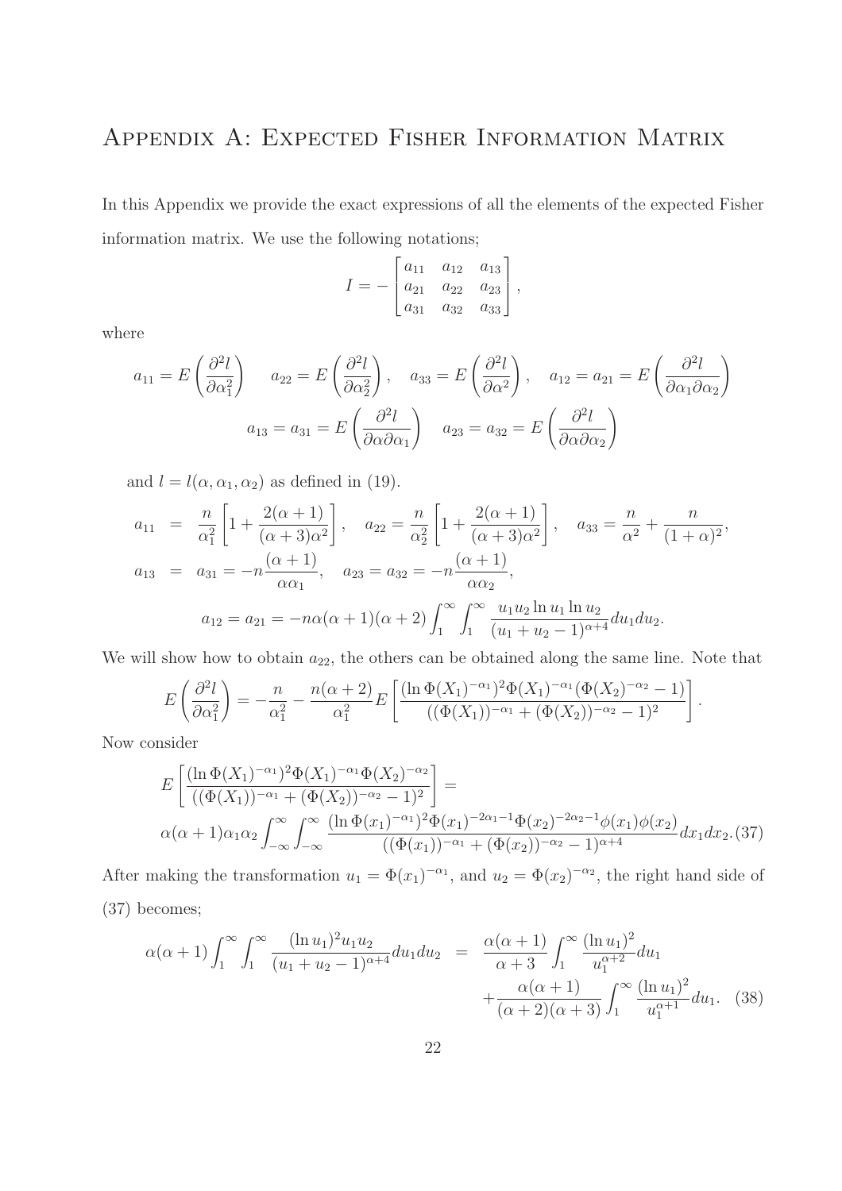# Appendix A: Expected Fisher Information Matrix

In this Appendix we provide the exact expressions of all the elements of the expected Fisher information matrix. We use the following notations;

$$I = -\begin{bmatrix} a_{11} & a_{12} & a_{13} \\ a_{21} & a_{22} & a_{23} \\ a_{31} & a_{32} & a_{33} \end{bmatrix},$$

where

$$a_{11} = E\left(\frac{\partial^2 l}{\partial \alpha_1^2}\right) \quad a_{22} = E\left(\frac{\partial^2 l}{\partial \alpha_2^2}\right), \quad a_{33} = E\left(\frac{\partial^2 l}{\partial \alpha^2}\right), \quad a_{12} = a_{21} = E\left(\frac{\partial^2 l}{\partial \alpha_1 \partial \alpha_2}\right)$$

$$a_{13} = a_{31} = E\left(\frac{\partial^2 l}{\partial \alpha \partial \alpha_1}\right) \quad a_{23} = a_{32} = E\left(\frac{\partial^2 l}{\partial \alpha \partial \alpha_2}\right)$$

and $l = l(\alpha, \alpha_1, \alpha_2)$ as defined in (19).

$$\begin{aligned} a_{11} &= \frac{n}{\alpha_1^2}\left[1 + \frac{2(\alpha+1)}{(\alpha+3)\alpha^2}\right], \quad a_{22} = \frac{n}{\alpha_2^2}\left[1 + \frac{2(\alpha+1)}{(\alpha+3)\alpha^2}\right], \quad a_{33} = \frac{n}{\alpha^2} + \frac{n}{(1+\alpha)^2}, \\ a_{13} &= a_{31} = -n\frac{(\alpha+1)}{\alpha\alpha_1}, \quad a_{23} = a_{32} = -n\frac{(\alpha+1)}{\alpha\alpha_2}, \end{aligned}$$

$$a_{12} = a_{21} = -n\alpha(\alpha+1)(\alpha+2)\int_1^\infty \int_1^\infty \frac{u_1 u_2 \ln u_1 \ln u_2}{(u_1+u_2-1)^{\alpha+4}} du_1 du_2.$$

We will show how to obtain $a_{22}$, the others can be obtained along the same line. Note that

$$E\left(\frac{\partial^2 l}{\partial \alpha_1^2}\right) = -\frac{n}{\alpha_1^2} - \frac{n(\alpha+2)}{\alpha_1^2} E\left[\frac{(\ln \Phi(X_1)^{-\alpha_1})^2 \Phi(X_1)^{-\alpha_1}(\Phi(X_2)^{-\alpha_2} - 1)}{((\Phi(X_1))^{-\alpha_1} + (\Phi(X_2))^{-\alpha_2} - 1)^2}\right].$$

Now consider

$$\begin{aligned} &E\left[\frac{(\ln \Phi(X_1)^{-\alpha_1})^2 \Phi(X_1)^{-\alpha_1} \Phi(X_2)^{-\alpha_2}}{((\Phi(X_1))^{-\alpha_1} + (\Phi(X_2))^{-\alpha_2} - 1)^2}\right] = \\ &\alpha(\alpha+1)\alpha_1\alpha_2 \int_{-\infty}^\infty \int_{-\infty}^\infty \frac{(\ln \Phi(x_1)^{-\alpha_1})^2 \Phi(x_1)^{-2\alpha_1-1} \Phi(x_2)^{-2\alpha_2-1} \phi(x_1)\phi(x_2)}{((\Phi(x_1))^{-\alpha_1} + (\Phi(x_2))^{-\alpha_2} - 1)^{\alpha+4}} dx_1 dx_2. \quad (37) \end{aligned}$$

After making the transformation $u_1 = \Phi(x_1)^{-\alpha_1}$, and $u_2 = \Phi(x_2)^{-\alpha_2}$, the right hand side of (37) becomes;

$$\begin{aligned} \alpha(\alpha+1)\int_1^\infty \int_1^\infty \frac{(\ln u_1)^2 u_1 u_2}{(u_1+u_2-1)^{\alpha+4}} du_1 du_2 &= \frac{\alpha(\alpha+1)}{\alpha+3}\int_1^\infty \frac{(\ln u_1)^2}{u_1^{\alpha+2}} du_1 \\ &+ \frac{\alpha(\alpha+1)}{(\alpha+2)(\alpha+3)}\int_1^\infty \frac{(\ln u_1)^2}{u_1^{\alpha+1}} du_1. \quad (38) \end{aligned}$$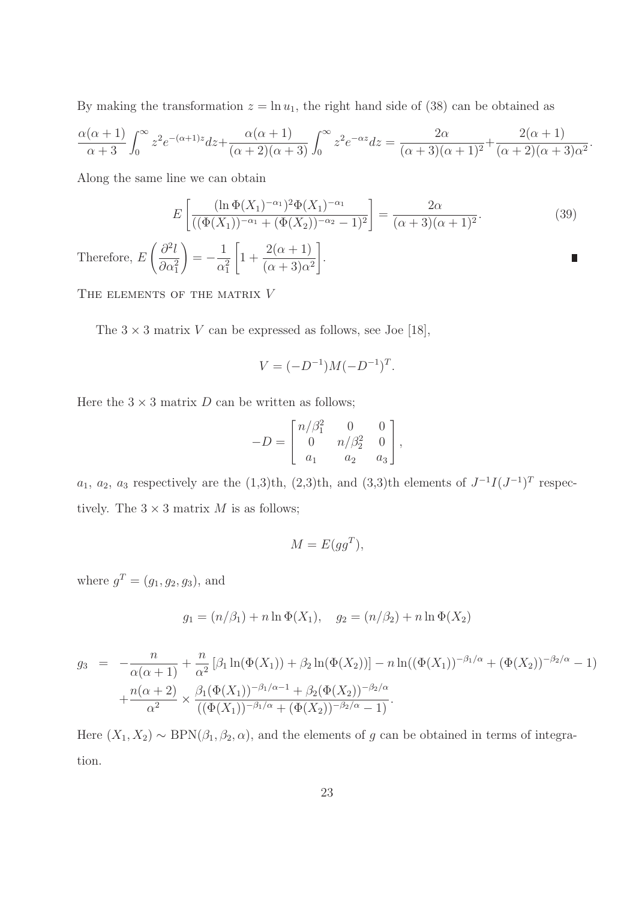By making the transformation $z = \ln u_1$, the right hand side of (38) can be obtained as

$$\frac{\alpha(\alpha+1)}{\alpha+3}\int_0^\infty z^2 e^{-(\alpha+1)z}dz + \frac{\alpha(\alpha+1)}{(\alpha+2)(\alpha+3)}\int_0^\infty z^2 e^{-\alpha z}dz = \frac{2\alpha}{(\alpha+3)(\alpha+1)^2} + \frac{2(\alpha+1)}{(\alpha+2)(\alpha+3)\alpha^2}.$$

Along the same line we can obtain

$$E\left[\frac{(\ln \Phi(X_1)^{-\alpha_1})^2 \Phi(X_1)^{-\alpha_1}}{((\Phi(X_1))^{-\alpha_1} + (\Phi(X_2))^{-\alpha_2} - 1)^2}\right] = \frac{2\alpha}{(\alpha+3)(\alpha+1)^2}. \tag{39}$$

Therefore, $E\left(\frac{\partial^2 l}{\partial \alpha_1^2}\right) = -\frac{1}{\alpha_1^2}\left[1 + \frac{2(\alpha+1)}{(\alpha+3)\alpha^2}\right]$. ∎

The elements of the matrix $V$

The $3 \times 3$ matrix $V$ can be expressed as follows, see Joe [18],

$$V = (-D^{-1})M(-D^{-1})^T.$$

Here the $3 \times 3$ matrix $D$ can be written as follows;

$$-D = \begin{bmatrix} n/\beta_1^2 & 0 & 0 \\ 0 & n/\beta_2^2 & 0 \\ a_1 & a_2 & a_3 \end{bmatrix},$$

$a_1$, $a_2$, $a_3$ respectively are the (1,3)th, (2,3)th, and (3,3)th elements of $J^{-1}I(J^{-1})^T$ respectively. The $3 \times 3$ matrix $M$ is as follows;

$$M = E(gg^T),$$

where $g^T = (g_1, g_2, g_3)$, and

$$g_1 = (n/\beta_1) + n \ln \Phi(X_1), \quad g_2 = (n/\beta_2) + n \ln \Phi(X_2)$$

$$\begin{aligned} g_3 &= -\frac{n}{\alpha(\alpha+1)} + \frac{n}{\alpha^2}\left[\beta_1 \ln(\Phi(X_1)) + \beta_2 \ln(\Phi(X_2))\right] - n \ln((\Phi(X_1))^{-\beta_1/\alpha} + (\Phi(X_2))^{-\beta_2/\alpha} - 1) \\ &\quad + \frac{n(\alpha+2)}{\alpha^2} \times \frac{\beta_1(\Phi(X_1))^{-\beta_1/\alpha - 1} + \beta_2(\Phi(X_2))^{-\beta_2/\alpha}}{((\Phi(X_1))^{-\beta_1/\alpha} + (\Phi(X_2))^{-\beta_2/\alpha} - 1)}. \end{aligned}$$

Here $(X_1, X_2) \sim \text{BPN}(\beta_1, \beta_2, \alpha)$, and the elements of $g$ can be obtained in terms of integration.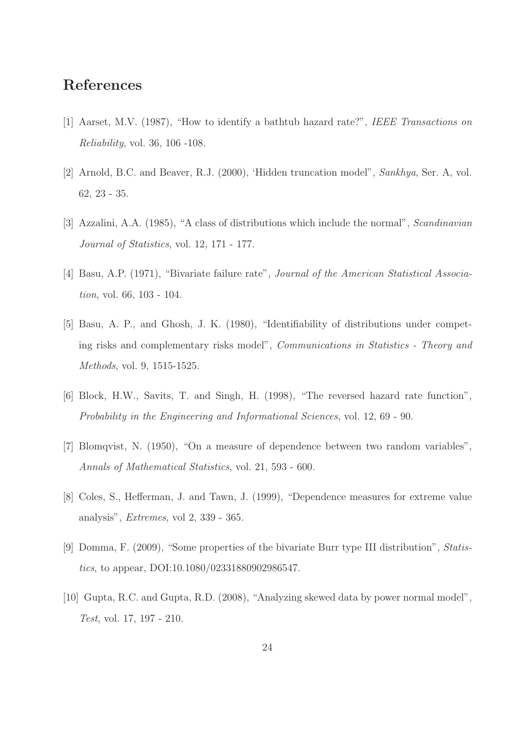## References

[1] Aarset, M.V. (1987), "How to identify a bathtub hazard rate?", *IEEE Transactions on Reliability*, vol. 36, 106 -108.

[2] Arnold, B.C. and Beaver, R.J. (2000), 'Hidden truncation model", *Sankhya*, Ser. A, vol. 62, 23 - 35.

[3] Azzalini, A.A. (1985), "A class of distributions which include the normal", *Scandinavian Journal of Statistics*, vol. 12, 171 - 177.

[4] Basu, A.P. (1971), "Bivariate failure rate", *Journal of the American Statistical Association*, vol. 66, 103 - 104.

[5] Basu, A. P., and Ghosh, J. K. (1980), "Identifiability of distributions under competing risks and complementary risks model", *Communications in Statistics - Theory and Methods*, vol. 9, 1515-1525.

[6] Block, H.W., Savits, T. and Singh, H. (1998), "The reversed hazard rate function", *Probability in the Engineering and Informational Sciences*, vol. 12, 69 - 90.

[7] Blomqvist, N. (1950), "On a measure of dependence between two random variables", *Annals of Mathematical Statistics*, vol. 21, 593 - 600.

[8] Coles, S., Hefferman, J. and Tawn, J. (1999), "Dependence measures for extreme value analysis", *Extremes*, vol 2, 339 - 365.

[9] Domma, F. (2009), "Some properties of the bivariate Burr type III distribution", *Statistics*, to appear, DOI:10.1080/02331880902986547.

[10] Gupta, R.C. and Gupta, R.D. (2008), "Analyzing skewed data by power normal model", *Test*, vol. 17, 197 - 210.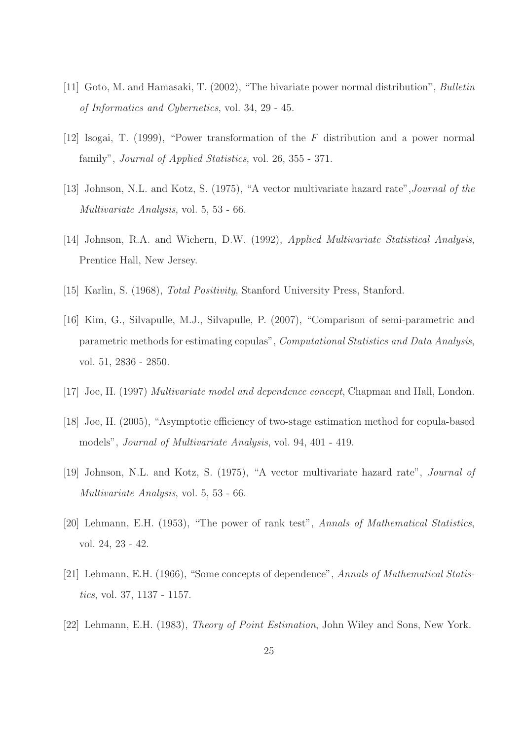[11] Goto, M. and Hamasaki, T. (2002), "The bivariate power normal distribution", *Bulletin of Informatics and Cybernetics*, vol. 34, 29 - 45.

[12] Isogai, T. (1999), "Power transformation of the $F$ distribution and a power normal family", *Journal of Applied Statistics*, vol. 26, 355 - 371.

[13] Johnson, N.L. and Kotz, S. (1975), "A vector multivariate hazard rate",*Journal of the Multivariate Analysis*, vol. 5, 53 - 66.

[14] Johnson, R.A. and Wichern, D.W. (1992), *Applied Multivariate Statistical Analysis*, Prentice Hall, New Jersey.

[15] Karlin, S. (1968), *Total Positivity*, Stanford University Press, Stanford.

[16] Kim, G., Silvapulle, M.J., Silvapulle, P. (2007), "Comparison of semi-parametric and parametric methods for estimating copulas", *Computational Statistics and Data Analysis*, vol. 51, 2836 - 2850.

[17] Joe, H. (1997) *Multivariate model and dependence concept*, Chapman and Hall, London.

[18] Joe, H. (2005), "Asymptotic efficiency of two-stage estimation method for copula-based models", *Journal of Multivariate Analysis*, vol. 94, 401 - 419.

[19] Johnson, N.L. and Kotz, S. (1975), "A vector multivariate hazard rate", *Journal of Multivariate Analysis*, vol. 5, 53 - 66.

[20] Lehmann, E.H. (1953), "The power of rank test", *Annals of Mathematical Statistics*, vol. 24, 23 - 42.

[21] Lehmann, E.H. (1966), "Some concepts of dependence", *Annals of Mathematical Statistics*, vol. 37, 1137 - 1157.

[22] Lehmann, E.H. (1983), *Theory of Point Estimation*, John Wiley and Sons, New York.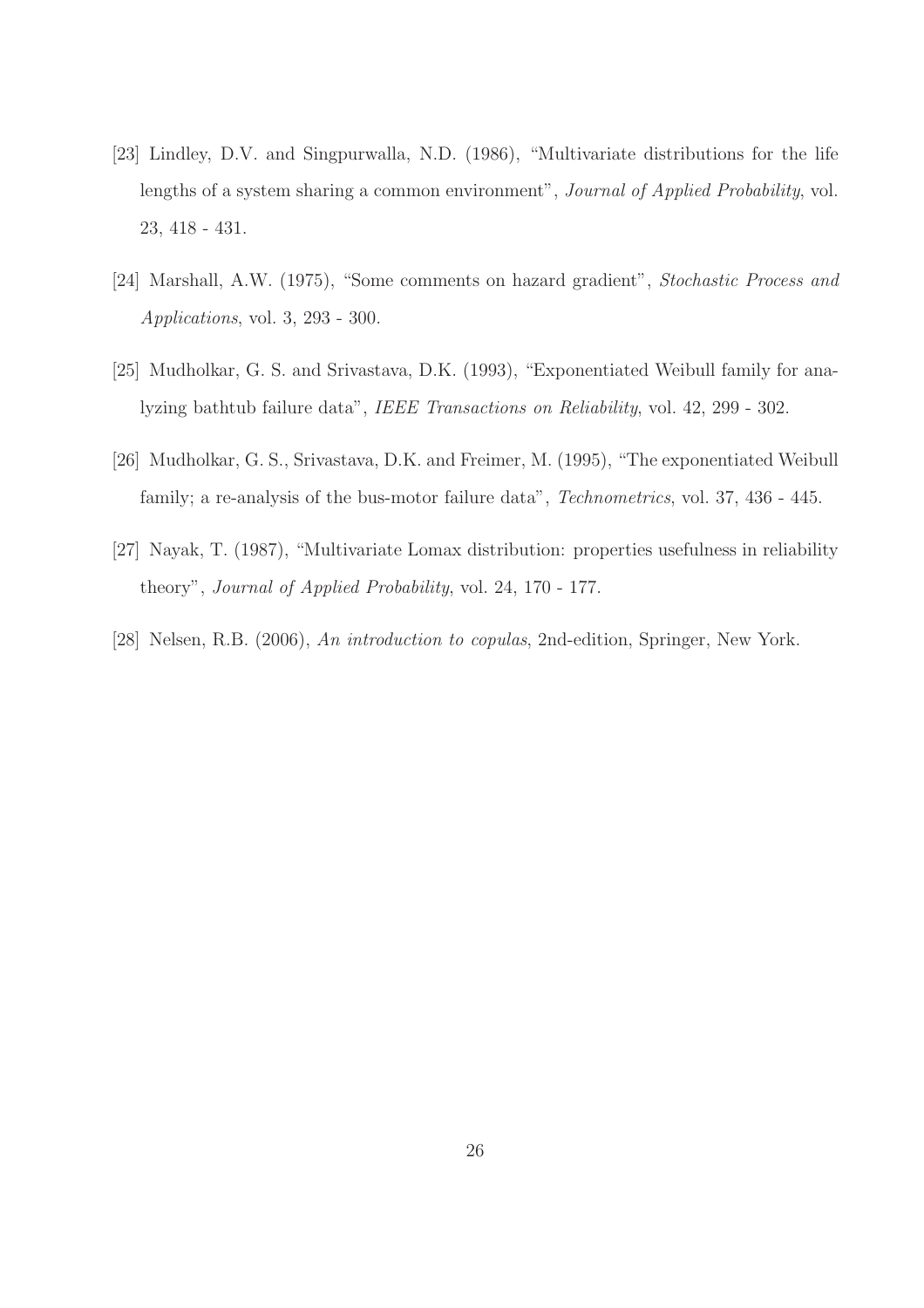[23] Lindley, D.V. and Singpurwalla, N.D. (1986), "Multivariate distributions for the life lengths of a system sharing a common environment", *Journal of Applied Probability*, vol. 23, 418 - 431.

[24] Marshall, A.W. (1975), "Some comments on hazard gradient", *Stochastic Process and Applications*, vol. 3, 293 - 300.

[25] Mudholkar, G. S. and Srivastava, D.K. (1993), "Exponentiated Weibull family for analyzing bathtub failure data", *IEEE Transactions on Reliability*, vol. 42, 299 - 302.

[26] Mudholkar, G. S., Srivastava, D.K. and Freimer, M. (1995), "The exponentiated Weibull family; a re-analysis of the bus-motor failure data", *Technometrics*, vol. 37, 436 - 445.

[27] Nayak, T. (1987), "Multivariate Lomax distribution: properties usefulness in reliability theory", *Journal of Applied Probability*, vol. 24, 170 - 177.

[28] Nelsen, R.B. (2006), *An introduction to copulas*, 2nd-edition, Springer, New York.